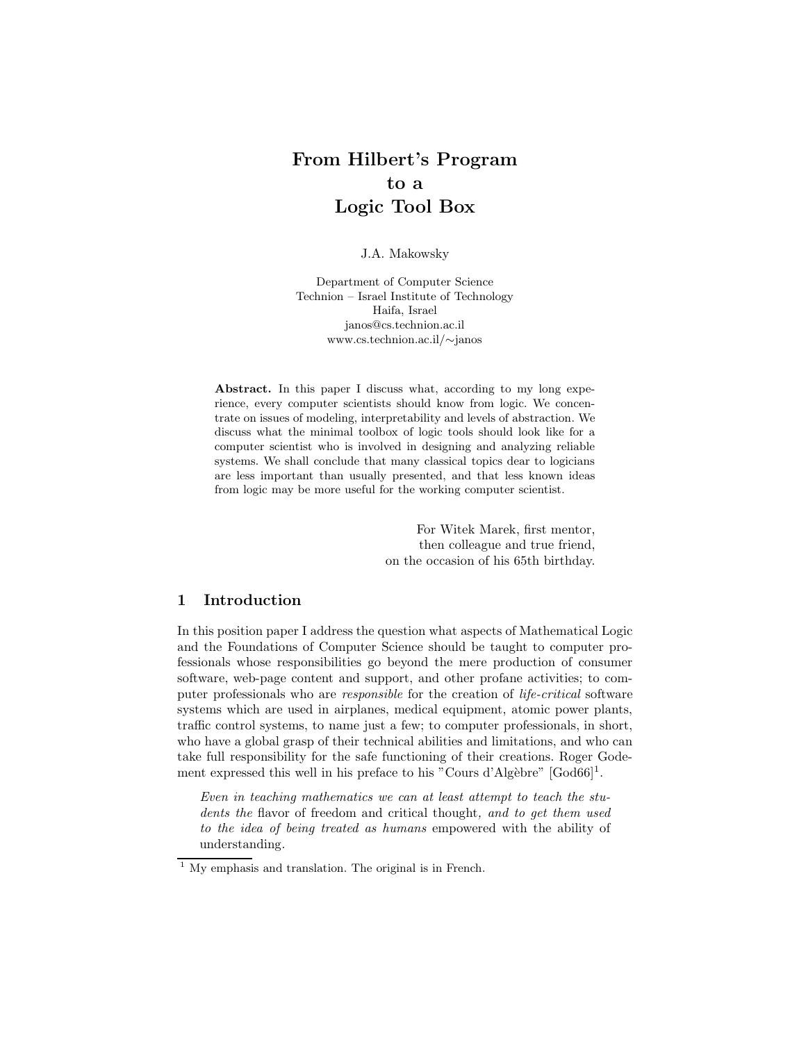# From Hilbert's Program to a Logic Tool Box

J.A. Makowsky

Department of Computer Science
Technion – Israel Institute of Technology
Haifa, Israel
janos@cs.technion.ac.il
www.cs.technion.ac.il/∼janos

**Abstract.** In this paper I discuss what, according to my long experience, every computer scientists should know from logic. We concentrate on issues of modeling, interpretability and levels of abstraction. We discuss what the minimal toolbox of logic tools should look like for a computer scientist who is involved in designing and analyzing reliable systems. We shall conclude that many classical topics dear to logicians are less important than usually presented, and that less known ideas from logic may be more useful for the working computer scientist.

For Witek Marek, first mentor,
then colleague and true friend,
on the occasion of his 65th birthday.

## 1 Introduction

In this position paper I address the question what aspects of Mathematical Logic and the Foundations of Computer Science should be taught to computer professionals whose responsibilities go beyond the mere production of consumer software, web-page content and support, and other profane activities; to computer professionals who are *responsible* for the creation of *life-critical* software systems which are used in airplanes, medical equipment, atomic power plants, traffic control systems, to name just a few; to computer professionals, in short, who have a global grasp of their technical abilities and limitations, and who can take full responsibility for the safe functioning of their creations. Roger Godement expressed this well in his preface to his "Cours d'Algèbre" [God66][1].

> *Even in teaching mathematics we can at least attempt to teach the students the* flavor of freedom and critical thought*, and to get them used to the idea of being treated as humans* empowered with the ability of understanding.

[1] My emphasis and translation. The original is in French.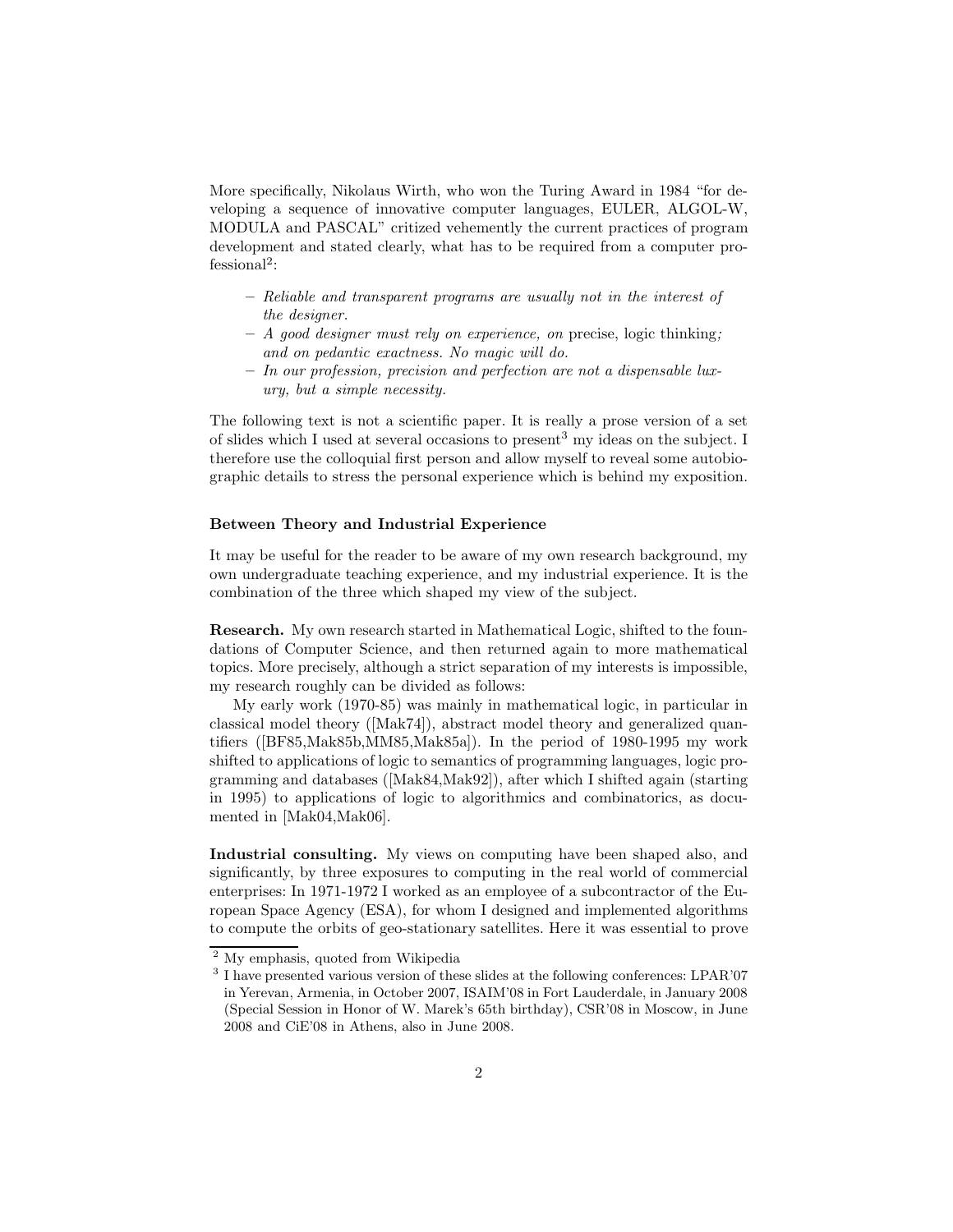More specifically, Nikolaus Wirth, who won the Turing Award in 1984 "for developing a sequence of innovative computer languages, EULER, ALGOL-W, MODULA and PASCAL" critized vehemently the current practices of program development and stated clearly, what has to be required from a computer professional[2]:

- *Reliable and transparent programs are usually not in the interest of the designer.*
- *A good designer must rely on experience, on* precise, logic thinking*; and on pedantic exactness. No magic will do.*
- *In our profession, precision and perfection are not a dispensable luxury, but a simple necessity.*

The following text is not a scientific paper. It is really a prose version of a set of slides which I used at several occasions to present[3] my ideas on the subject. I therefore use the colloquial first person and allow myself to reveal some autobiographic details to stress the personal experience which is behind my exposition.

### Between Theory and Industrial Experience

It may be useful for the reader to be aware of my own research background, my own undergraduate teaching experience, and my industrial experience. It is the combination of the three which shaped my view of the subject.

**Research.** My own research started in Mathematical Logic, shifted to the foundations of Computer Science, and then returned again to more mathematical topics. More precisely, although a strict separation of my interests is impossible, my research roughly can be divided as follows:

My early work (1970-85) was mainly in mathematical logic, in particular in classical model theory ([Mak74]), abstract model theory and generalized quantifiers ([BF85,Mak85b,MM85,Mak85a]). In the period of 1980-1995 my work shifted to applications of logic to semantics of programming languages, logic programming and databases ([Mak84,Mak92]), after which I shifted again (starting in 1995) to applications of logic to algorithmics and combinatorics, as documented in [Mak04,Mak06].

**Industrial consulting.** My views on computing have been shaped also, and significantly, by three exposures to computing in the real world of commercial enterprises: In 1971-1972 I worked as an employee of a subcontractor of the European Space Agency (ESA), for whom I designed and implemented algorithms to compute the orbits of geo-stationary satellites. Here it was essential to prove

[2] My emphasis, quoted from Wikipedia

[3] I have presented various version of these slides at the following conferences: LPAR'07 in Yerevan, Armenia, in October 2007, ISAIM'08 in Fort Lauderdale, in January 2008 (Special Session in Honor of W. Marek's 65th birthday), CSR'08 in Moscow, in June 2008 and CiE'08 in Athens, also in June 2008.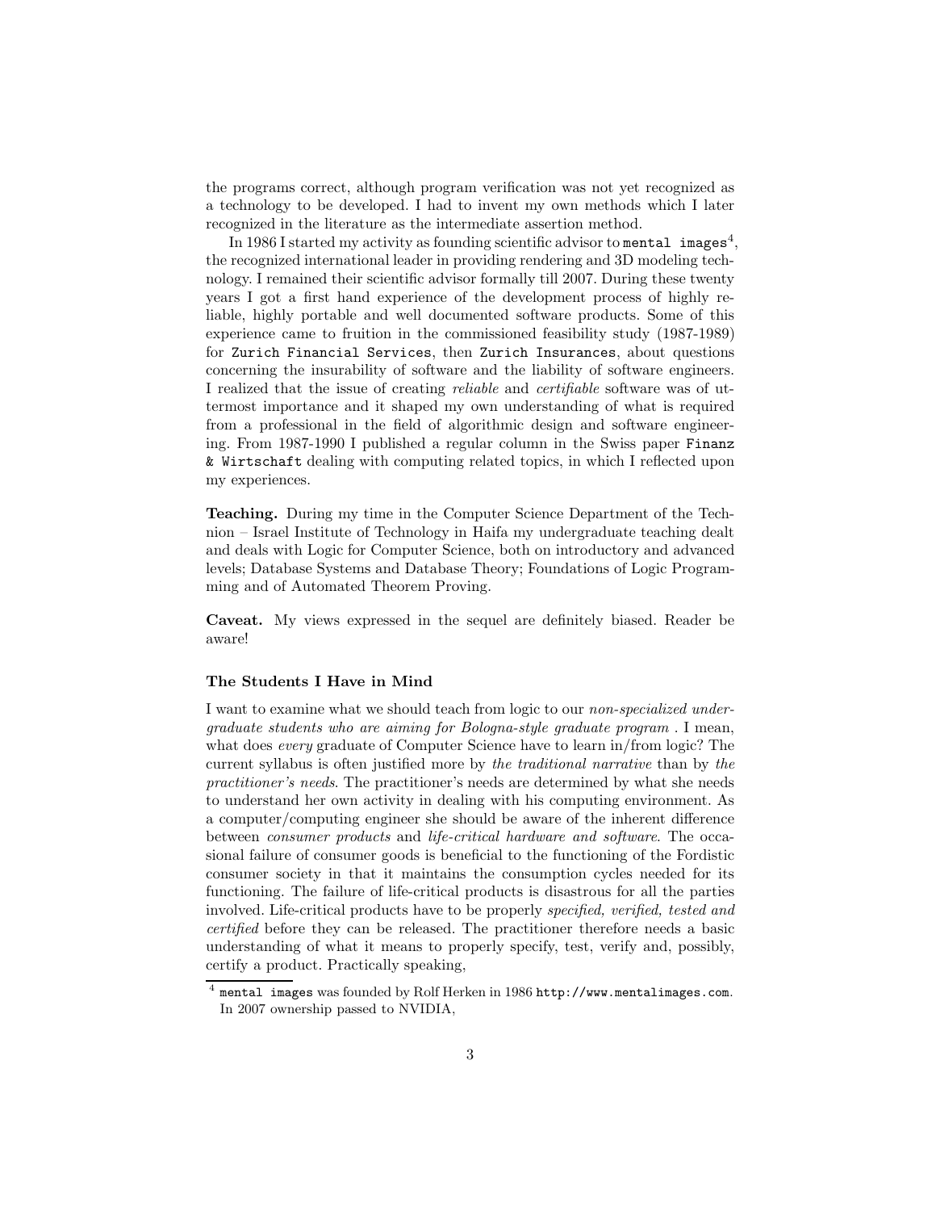the programs correct, although program verification was not yet recognized as a technology to be developed. I had to invent my own methods which I later recognized in the literature as the intermediate assertion method.

In 1986 I started my activity as founding scientific advisor to `mental images`[4], the recognized international leader in providing rendering and 3D modeling technology. I remained their scientific advisor formally till 2007. During these twenty years I got a first hand experience of the development process of highly reliable, highly portable and well documented software products. Some of this experience came to fruition in the commissioned feasibility study (1987-1989) for `Zurich Financial Services`, then `Zurich Insurances`, about questions concerning the insurability of software and the liability of software engineers. I realized that the issue of creating *reliable* and *certifiable* software was of uttermost importance and it shaped my own understanding of what is required from a professional in the field of algorithmic design and software engineering. From 1987-1990 I published a regular column in the Swiss paper `Finanz & Wirtschaft` dealing with computing related topics, in which I reflected upon my experiences.

**Teaching.** During my time in the Computer Science Department of the Technion – Israel Institute of Technology in Haifa my undergraduate teaching dealt and deals with Logic for Computer Science, both on introductory and advanced levels; Database Systems and Database Theory; Foundations of Logic Programming and of Automated Theorem Proving.

**Caveat.** My views expressed in the sequel are definitely biased. Reader be aware!

### The Students I Have in Mind

I want to examine what we should teach from logic to our *non-specialized undergraduate students who are aiming for Bologna-style graduate program* . I mean, what does *every* graduate of Computer Science have to learn in/from logic? The current syllabus is often justified more by *the traditional narrative* than by *the practitioner's needs*. The practitioner's needs are determined by what she needs to understand her own activity in dealing with his computing environment. As a computer/computing engineer she should be aware of the inherent difference between *consumer products* and *life-critical hardware and software*. The occasional failure of consumer goods is beneficial to the functioning of the Fordistic consumer society in that it maintains the consumption cycles needed for its functioning. The failure of life-critical products is disastrous for all the parties involved. Life-critical products have to be properly *specified, verified, tested and certified* before they can be released. The practitioner therefore needs a basic understanding of what it means to properly specify, test, verify and, possibly, certify a product. Practically speaking,

[4] `mental images` was founded by Rolf Herken in 1986 `http://www.mentalimages.com`. In 2007 ownership passed to NVIDIA,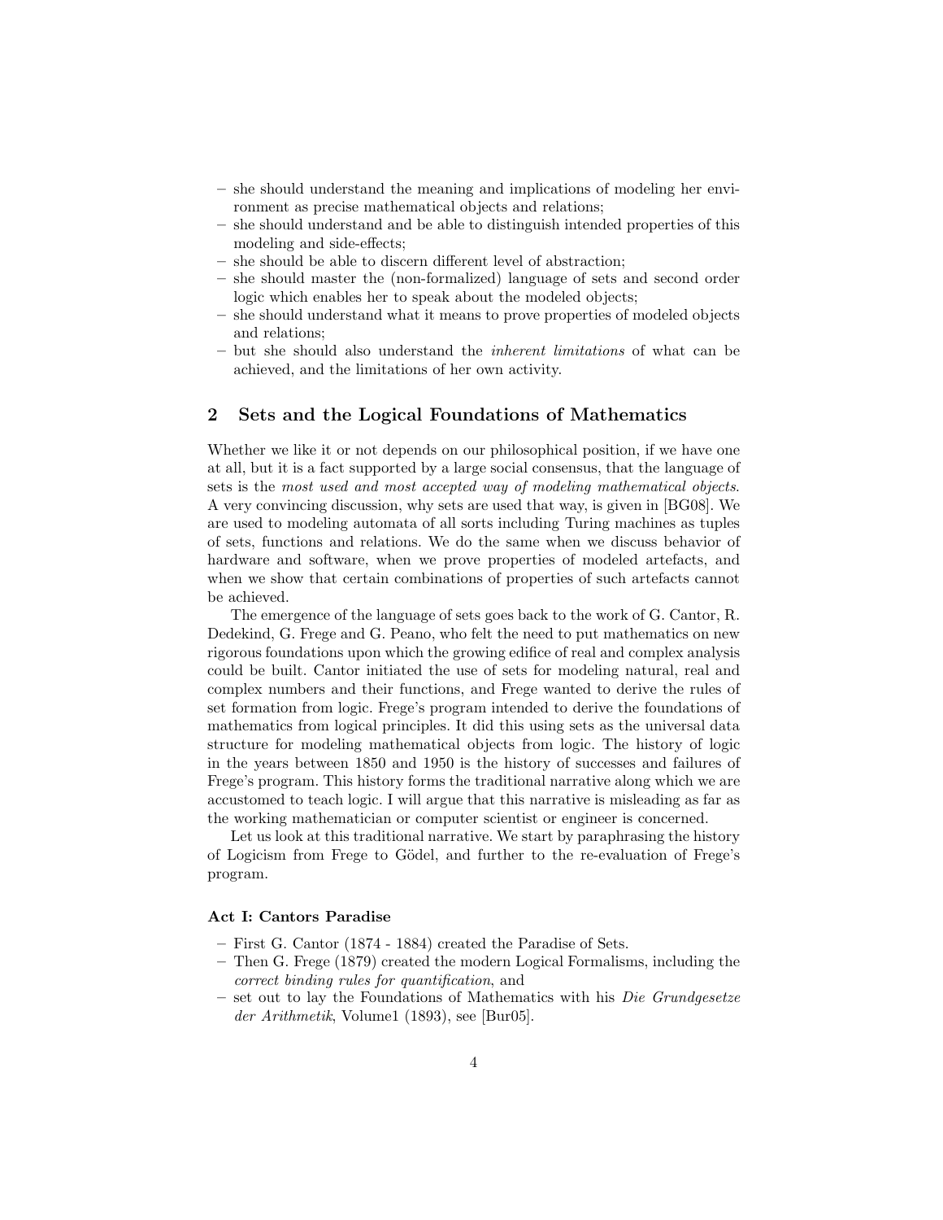- she should understand the meaning and implications of modeling her environment as precise mathematical objects and relations;
- she should understand and be able to distinguish intended properties of this modeling and side-effects;
- she should be able to discern different level of abstraction;
- she should master the (non-formalized) language of sets and second order logic which enables her to speak about the modeled objects;
- she should understand what it means to prove properties of modeled objects and relations;
- but she should also understand the *inherent limitations* of what can be achieved, and the limitations of her own activity.

## 2 Sets and the Logical Foundations of Mathematics

Whether we like it or not depends on our philosophical position, if we have one at all, but it is a fact supported by a large social consensus, that the language of sets is the *most used and most accepted way of modeling mathematical objects*. A very convincing discussion, why sets are used that way, is given in [BG08]. We are used to modeling automata of all sorts including Turing machines as tuples of sets, functions and relations. We do the same when we discuss behavior of hardware and software, when we prove properties of modeled artefacts, and when we show that certain combinations of properties of such artefacts cannot be achieved.

The emergence of the language of sets goes back to the work of G. Cantor, R. Dedekind, G. Frege and G. Peano, who felt the need to put mathematics on new rigorous foundations upon which the growing edifice of real and complex analysis could be built. Cantor initiated the use of sets for modeling natural, real and complex numbers and their functions, and Frege wanted to derive the rules of set formation from logic. Frege's program intended to derive the foundations of mathematics from logical principles. It did this using sets as the universal data structure for modeling mathematical objects from logic. The history of logic in the years between 1850 and 1950 is the history of successes and failures of Frege's program. This history forms the traditional narrative along which we are accustomed to teach logic. I will argue that this narrative is misleading as far as the working mathematician or computer scientist or engineer is concerned.

Let us look at this traditional narrative. We start by paraphrasing the history of Logicism from Frege to Gödel, and further to the re-evaluation of Frege's program.

**Act I: Cantors Paradise**

- First G. Cantor (1874 - 1884) created the Paradise of Sets.
- Then G. Frege (1879) created the modern Logical Formalisms, including the *correct binding rules for quantification*, and
- set out to lay the Foundations of Mathematics with his *Die Grundgesetze der Arithmetik*, Volume1 (1893), see [Bur05].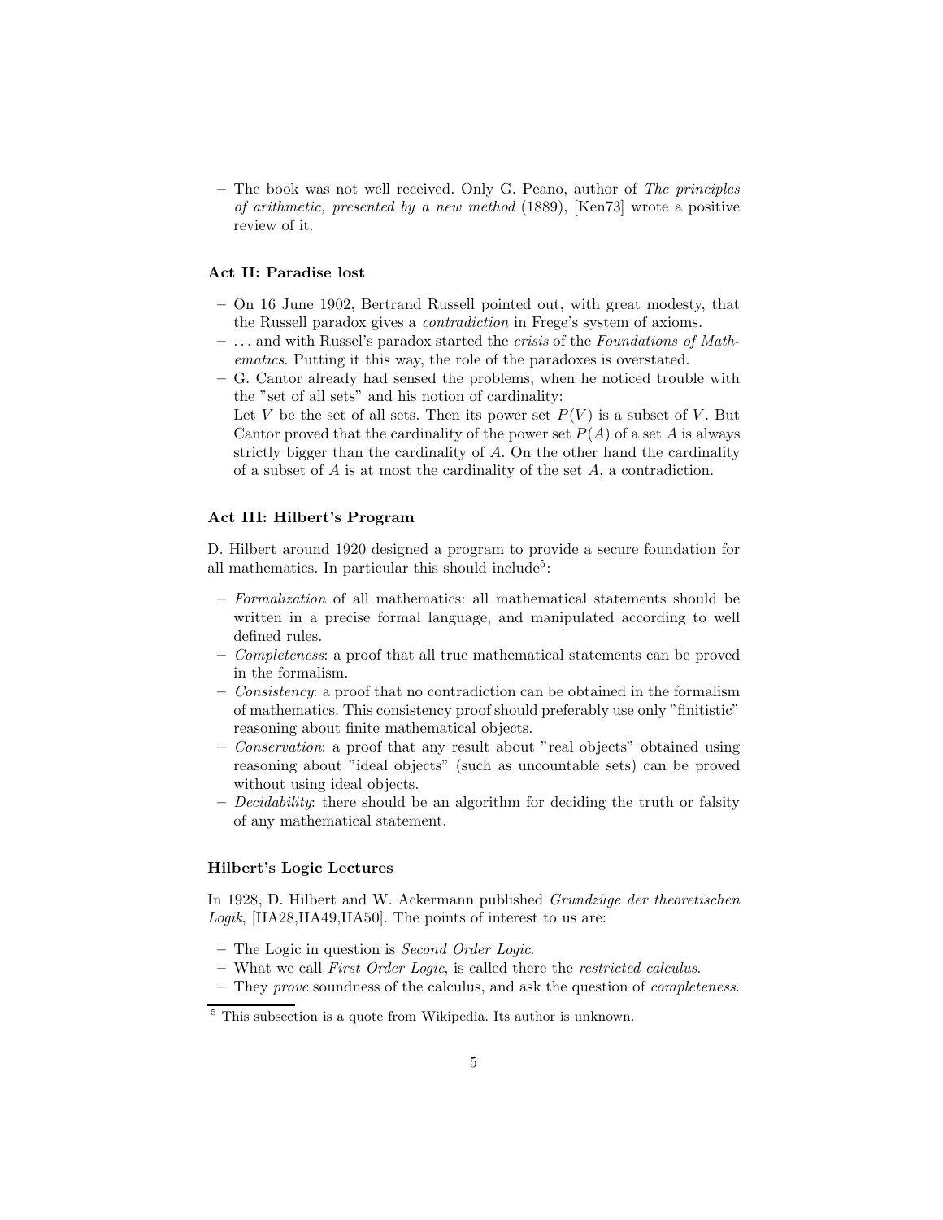- The book was not well received. Only G. Peano, author of *The principles of arithmetic, presented by a new method* (1889), [Ken73] wrote a positive review of it.

### Act II: Paradise lost

- On 16 June 1902, Bertrand Russell pointed out, with great modesty, that the Russell paradox gives a *contradiction* in Frege's system of axioms.
- ... and with Russel's paradox started the *crisis* of the *Foundations of Mathematics*. Putting it this way, the role of the paradoxes is overstated.
- G. Cantor already had sensed the problems, when he noticed trouble with the "set of all sets" and his notion of cardinality:
  Let $V$ be the set of all sets. Then its power set $P(V)$ is a subset of $V$. But Cantor proved that the cardinality of the power set $P(A)$ of a set $A$ is always strictly bigger than the cardinality of $A$. On the other hand the cardinality of a subset of $A$ is at most the cardinality of the set $A$, a contradiction.

### Act III: Hilbert's Program

D. Hilbert around 1920 designed a program to provide a secure foundation for all mathematics. In particular this should include[5]:

- *Formalization* of all mathematics: all mathematical statements should be written in a precise formal language, and manipulated according to well defined rules.
- *Completeness*: a proof that all true mathematical statements can be proved in the formalism.
- *Consistency*: a proof that no contradiction can be obtained in the formalism of mathematics. This consistency proof should preferably use only "finitistic" reasoning about finite mathematical objects.
- *Conservation*: a proof that any result about "real objects" obtained using reasoning about "ideal objects" (such as uncountable sets) can be proved without using ideal objects.
- *Decidability*: there should be an algorithm for deciding the truth or falsity of any mathematical statement.

### Hilbert's Logic Lectures

In 1928, D. Hilbert and W. Ackermann published *Grundzüge der theoretischen Logik*, [HA28,HA49,HA50]. The points of interest to us are:

- The Logic in question is *Second Order Logic*.
- What we call *First Order Logic*, is called there the *restricted calculus*.
- They *prove* soundness of the calculus, and ask the question of *completeness*.

[5] This subsection is a quote from Wikipedia. Its author is unknown.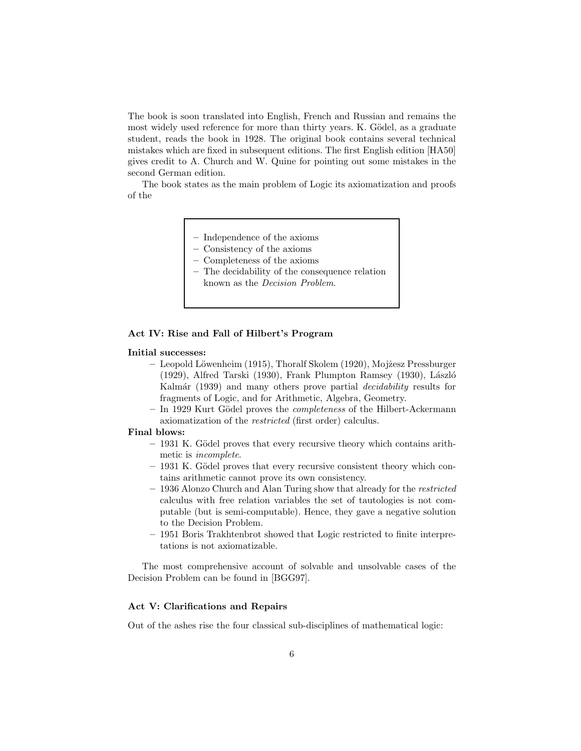The book is soon translated into English, French and Russian and remains the most widely used reference for more than thirty years. K. Gödel, as a graduate student, reads the book in 1928. The original book contains several technical mistakes which are fixed in subsequent editions. The first English edition [HA50] gives credit to A. Church and W. Quine for pointing out some mistakes in the second German edition.

The book states as the main problem of Logic its axiomatization and proofs of the

- Independence of the axioms
- Consistency of the axioms
- Completeness of the axioms
- The decidability of the consequence relation known as the *Decision Problem*.

**Act IV: Rise and Fall of Hilbert's Program**

**Initial successes:**

- Leopold Löwenheim (1915), Thoralf Skolem (1920), Mojżesz Pressburger (1929), Alfred Tarski (1930), Frank Plumpton Ramsey (1930), László Kalmár (1939) and many others prove partial *decidability* results for fragments of Logic, and for Arithmetic, Algebra, Geometry.
- In 1929 Kurt Gödel proves the *completeness* of the Hilbert-Ackermann axiomatization of the *restricted* (first order) calculus.

**Final blows:**

- 1931 K. Gödel proves that every recursive theory which contains arithmetic is *incomplete*.
- 1931 K. Gödel proves that every recursive consistent theory which contains arithmetic cannot prove its own consistency.
- 1936 Alonzo Church and Alan Turing show that already for the *restricted* calculus with free relation variables the set of tautologies is not computable (but is semi-computable). Hence, they gave a negative solution to the Decision Problem.
- 1951 Boris Trakhtenbrot showed that Logic restricted to finite interpretations is not axiomatizable.

The most comprehensive account of solvable and unsolvable cases of the Decision Problem can be found in [BGG97].

**Act V: Clarifications and Repairs**

Out of the ashes rise the four classical sub-disciplines of mathematical logic: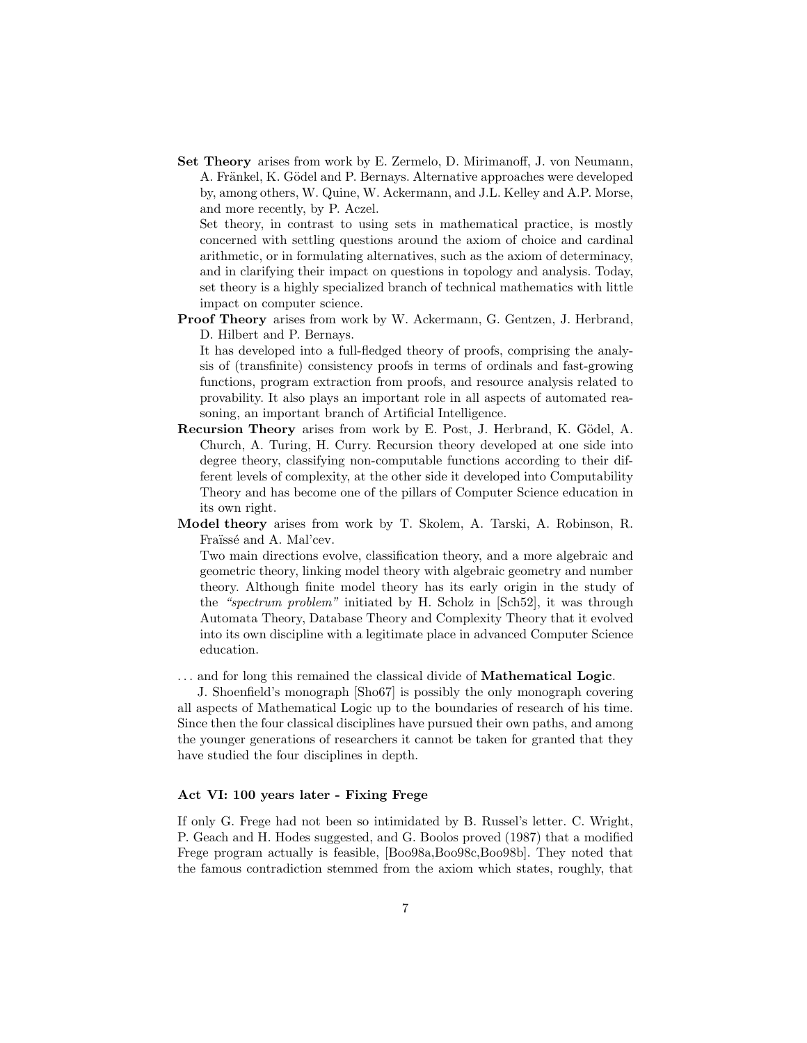**Set Theory** arises from work by E. Zermelo, D. Mirimanoff, J. von Neumann, A. Fränkel, K. Gödel and P. Bernays. Alternative approaches were developed by, among others, W. Quine, W. Ackermann, and J.L. Kelley and A.P. Morse, and more recently, by P. Aczel.

Set theory, in contrast to using sets in mathematical practice, is mostly concerned with settling questions around the axiom of choice and cardinal arithmetic, or in formulating alternatives, such as the axiom of determinacy, and in clarifying their impact on questions in topology and analysis. Today, set theory is a highly specialized branch of technical mathematics with little impact on computer science.

**Proof Theory** arises from work by W. Ackermann, G. Gentzen, J. Herbrand, D. Hilbert and P. Bernays.

It has developed into a full-fledged theory of proofs, comprising the analysis of (transfinite) consistency proofs in terms of ordinals and fast-growing functions, program extraction from proofs, and resource analysis related to provability. It also plays an important role in all aspects of automated reasoning, an important branch of Artificial Intelligence.

**Recursion Theory** arises from work by E. Post, J. Herbrand, K. Gödel, A. Church, A. Turing, H. Curry. Recursion theory developed at one side into degree theory, classifying non-computable functions according to their different levels of complexity, at the other side it developed into Computability Theory and has become one of the pillars of Computer Science education in its own right.

**Model theory** arises from work by T. Skolem, A. Tarski, A. Robinson, R. Fraïssé and A. Mal'cev.

Two main directions evolve, classification theory, and a more algebraic and geometric theory, linking model theory with algebraic geometry and number theory. Although finite model theory has its early origin in the study of the *"spectrum problem"* initiated by H. Scholz in [Sch52], it was through Automata Theory, Database Theory and Complexity Theory that it evolved into its own discipline with a legitimate place in advanced Computer Science education.

... and for long this remained the classical divide of **Mathematical Logic**.

J. Shoenfield's monograph [Sho67] is possibly the only monograph covering all aspects of Mathematical Logic up to the boundaries of research of his time. Since then the four classical disciplines have pursued their own paths, and among the younger generations of researchers it cannot be taken for granted that they have studied the four disciplines in depth.

### Act VI: 100 years later - Fixing Frege

If only G. Frege had not been so intimidated by B. Russel's letter. C. Wright, P. Geach and H. Hodes suggested, and G. Boolos proved (1987) that a modified Frege program actually is feasible, [Boo98a,Boo98c,Boo98b]. They noted that the famous contradiction stemmed from the axiom which states, roughly, that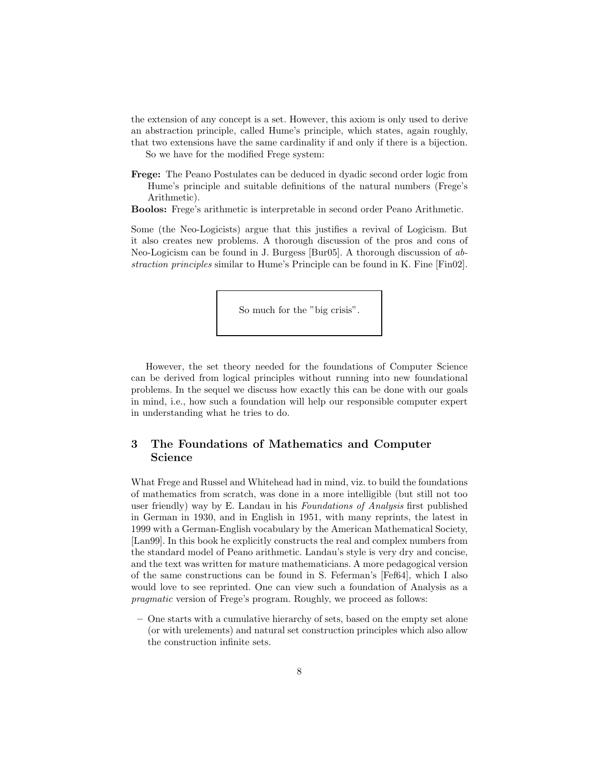the extension of any concept is a set. However, this axiom is only used to derive an abstraction principle, called Hume's principle, which states, again roughly, that two extensions have the same cardinality if and only if there is a bijection.

So we have for the modified Frege system:

**Frege:** The Peano Postulates can be deduced in dyadic second order logic from Hume's principle and suitable definitions of the natural numbers (Frege's Arithmetic).

**Boolos:** Frege's arithmetic is interpretable in second order Peano Arithmetic.

Some (the Neo-Logicists) argue that this justifies a revival of Logicism. But it also creates new problems. A thorough discussion of the pros and cons of Neo-Logicism can be found in J. Burgess [Bur05]. A thorough discussion of *abstraction principles* similar to Hume's Principle can be found in K. Fine [Fin02].

> So much for the "big crisis".

However, the set theory needed for the foundations of Computer Science can be derived from logical principles without running into new foundational problems. In the sequel we discuss how exactly this can be done with our goals in mind, i.e., how such a foundation will help our responsible computer expert in understanding what he tries to do.

## 3 The Foundations of Mathematics and Computer Science

What Frege and Russel and Whitehead had in mind, viz. to build the foundations of mathematics from scratch, was done in a more intelligible (but still not too user friendly) way by E. Landau in his *Foundations of Analysis* first published in German in 1930, and in English in 1951, with many reprints, the latest in 1999 with a German-English vocabulary by the American Mathematical Society, [Lan99]. In this book he explicitly constructs the real and complex numbers from the standard model of Peano arithmetic. Landau's style is very dry and concise, and the text was written for mature mathematicians. A more pedagogical version of the same constructions can be found in S. Feferman's [Fef64], which I also would love to see reprinted. One can view such a foundation of Analysis as a *pragmatic* version of Frege's program. Roughly, we proceed as follows:

– One starts with a cumulative hierarchy of sets, based on the empty set alone (or with urelements) and natural set construction principles which also allow the construction infinite sets.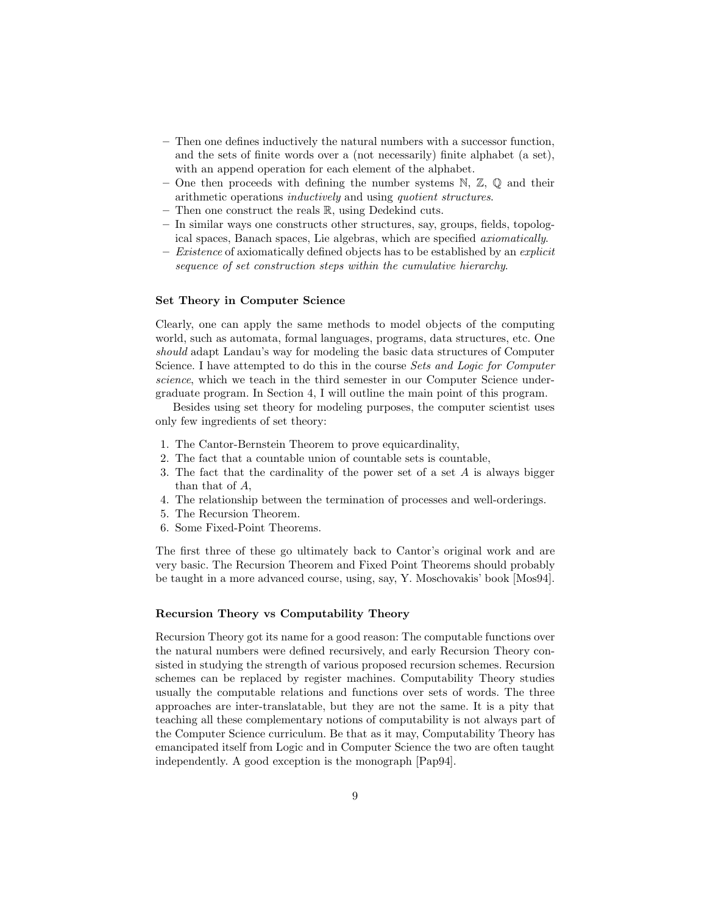- Then one defines inductively the natural numbers with a successor function, and the sets of finite words over a (not necessarily) finite alphabet (a set), with an append operation for each element of the alphabet.
- One then proceeds with defining the number systems $\mathbb{N}$, $\mathbb{Z}$, $\mathbb{Q}$ and their arithmetic operations *inductively* and using *quotient structures*.
- Then one construct the reals $\mathbb{R}$, using Dedekind cuts.
- In similar ways one constructs other structures, say, groups, fields, topological spaces, Banach spaces, Lie algebras, which are specified *axiomatically*.
- *Existence* of axiomatically defined objects has to be established by an *explicit sequence of set construction steps within the cumulative hierarchy*.

**Set Theory in Computer Science**

Clearly, one can apply the same methods to model objects of the computing world, such as automata, formal languages, programs, data structures, etc. One *should* adapt Landau's way for modeling the basic data structures of Computer Science. I have attempted to do this in the course *Sets and Logic for Computer science*, which we teach in the third semester in our Computer Science undergraduate program. In Section 4, I will outline the main point of this program.

Besides using set theory for modeling purposes, the computer scientist uses only few ingredients of set theory:

1. The Cantor-Bernstein Theorem to prove equicardinality,
2. The fact that a countable union of countable sets is countable,
3. The fact that the cardinality of the power set of a set $A$ is always bigger than that of $A$,
4. The relationship between the termination of processes and well-orderings.
5. The Recursion Theorem.
6. Some Fixed-Point Theorems.

The first three of these go ultimately back to Cantor's original work and are very basic. The Recursion Theorem and Fixed Point Theorems should probably be taught in a more advanced course, using, say, Y. Moschovakis' book [Mos94].

**Recursion Theory vs Computability Theory**

Recursion Theory got its name for a good reason: The computable functions over the natural numbers were defined recursively, and early Recursion Theory consisted in studying the strength of various proposed recursion schemes. Recursion schemes can be replaced by register machines. Computability Theory studies usually the computable relations and functions over sets of words. The three approaches are inter-translatable, but they are not the same. It is a pity that teaching all these complementary notions of computability is not always part of the Computer Science curriculum. Be that as it may, Computability Theory has emancipated itself from Logic and in Computer Science the two are often taught independently. A good exception is the monograph [Pap94].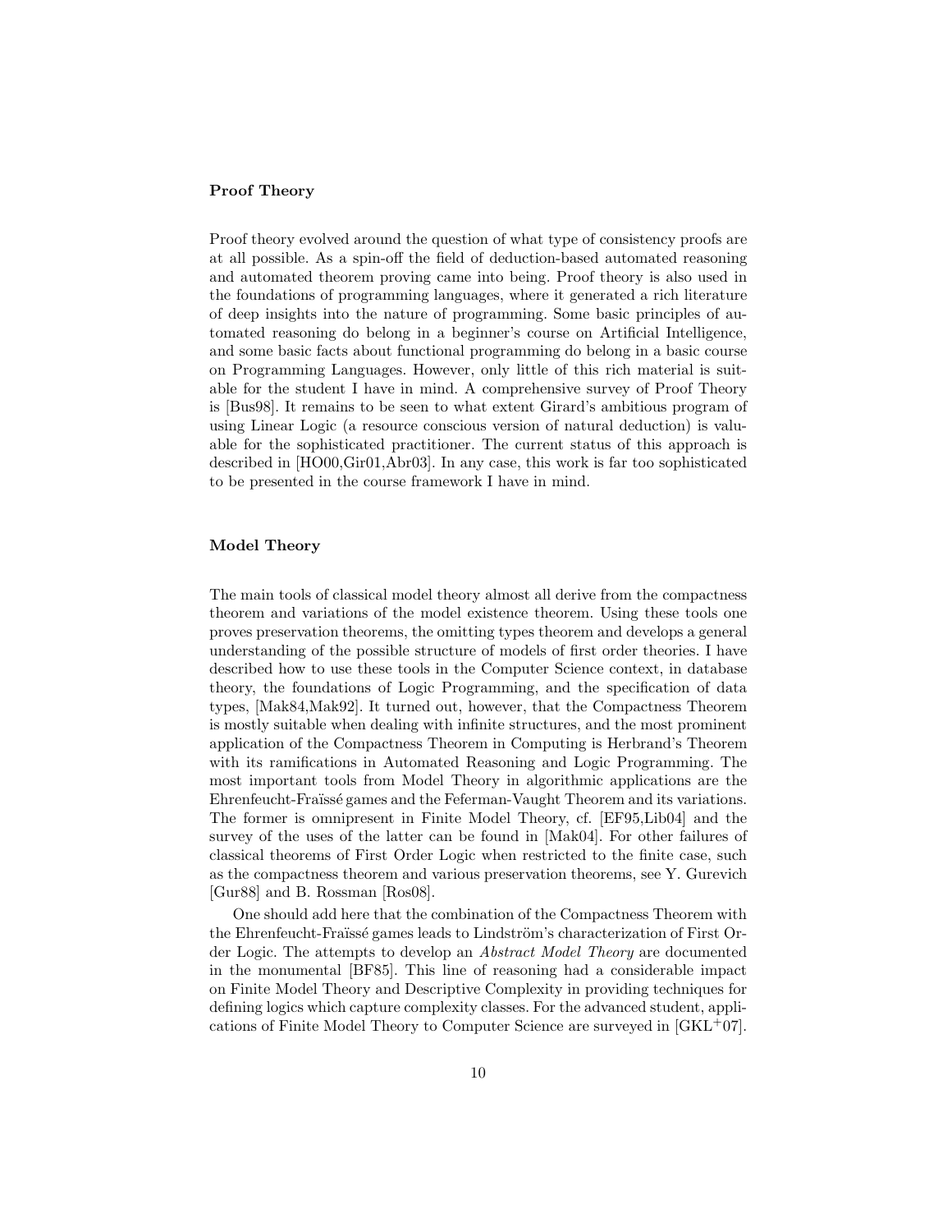### Proof Theory

Proof theory evolved around the question of what type of consistency proofs are at all possible. As a spin-off the field of deduction-based automated reasoning and automated theorem proving came into being. Proof theory is also used in the foundations of programming languages, where it generated a rich literature of deep insights into the nature of programming. Some basic principles of automated reasoning do belong in a beginner's course on Artificial Intelligence, and some basic facts about functional programming do belong in a basic course on Programming Languages. However, only little of this rich material is suitable for the student I have in mind. A comprehensive survey of Proof Theory is [Bus98]. It remains to be seen to what extent Girard's ambitious program of using Linear Logic (a resource conscious version of natural deduction) is valuable for the sophisticated practitioner. The current status of this approach is described in [HO00,Gir01,Abr03]. In any case, this work is far too sophisticated to be presented in the course framework I have in mind.

### Model Theory

The main tools of classical model theory almost all derive from the compactness theorem and variations of the model existence theorem. Using these tools one proves preservation theorems, the omitting types theorem and develops a general understanding of the possible structure of models of first order theories. I have described how to use these tools in the Computer Science context, in database theory, the foundations of Logic Programming, and the specification of data types, [Mak84,Mak92]. It turned out, however, that the Compactness Theorem is mostly suitable when dealing with infinite structures, and the most prominent application of the Compactness Theorem in Computing is Herbrand's Theorem with its ramifications in Automated Reasoning and Logic Programming. The most important tools from Model Theory in algorithmic applications are the Ehrenfeucht-Fraïssé games and the Feferman-Vaught Theorem and its variations. The former is omnipresent in Finite Model Theory, cf. [EF95,Lib04] and the survey of the uses of the latter can be found in [Mak04]. For other failures of classical theorems of First Order Logic when restricted to the finite case, such as the compactness theorem and various preservation theorems, see Y. Gurevich [Gur88] and B. Rossman [Ros08].

One should add here that the combination of the Compactness Theorem with the Ehrenfeucht-Fraïssé games leads to Lindström's characterization of First Order Logic. The attempts to develop an *Abstract Model Theory* are documented in the monumental [BF85]. This line of reasoning had a considerable impact on Finite Model Theory and Descriptive Complexity in providing techniques for defining logics which capture complexity classes. For the advanced student, applications of Finite Model Theory to Computer Science are surveyed in [GKL+07].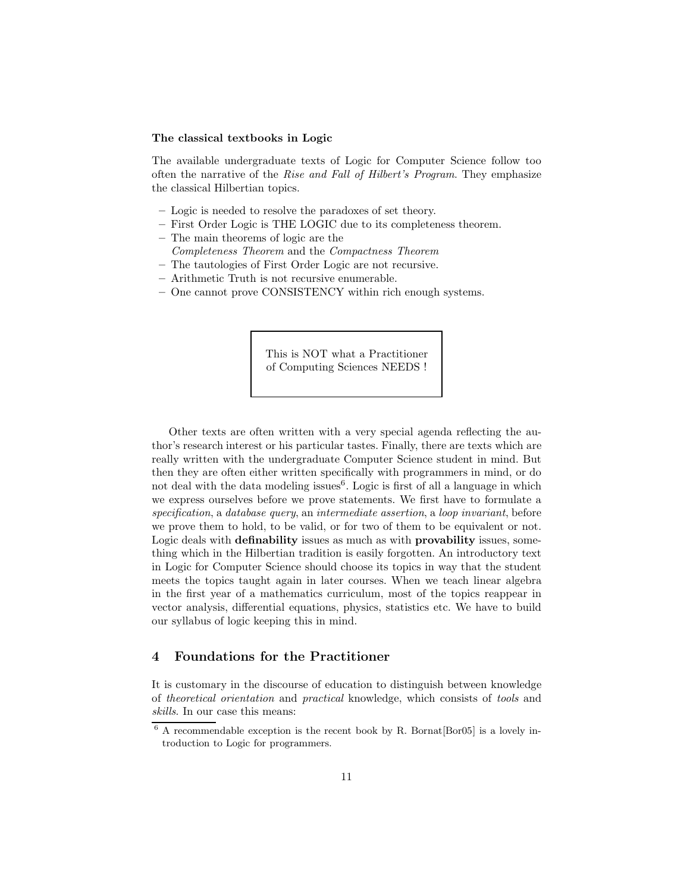**The classical textbooks in Logic**

The available undergraduate texts of Logic for Computer Science follow too often the narrative of the *Rise and Fall of Hilbert's Program*. They emphasize the classical Hilbertian topics.

- Logic is needed to resolve the paradoxes of set theory.
- First Order Logic is THE LOGIC due to its completeness theorem.
- The main theorems of logic are the *Completeness Theorem* and the *Compactness Theorem*
- The tautologies of First Order Logic are not recursive.
- Arithmetic Truth is not recursive enumerable.
- One cannot prove CONSISTENCY within rich enough systems.

> This is NOT what a Practitioner of Computing Sciences NEEDS !

Other texts are often written with a very special agenda reflecting the author's research interest or his particular tastes. Finally, there are texts which are really written with the undergraduate Computer Science student in mind. But then they are often either written specifically with programmers in mind, or do not deal with the data modeling issues[6]. Logic is first of all a language in which we express ourselves before we prove statements. We first have to formulate a *specification*, a *database query*, an *intermediate assertion*, a *loop invariant*, before we prove them to hold, to be valid, or for two of them to be equivalent or not. Logic deals with **definability** issues as much as with **provability** issues, something which in the Hilbertian tradition is easily forgotten. An introductory text in Logic for Computer Science should choose its topics in way that the student meets the topics taught again in later courses. When we teach linear algebra in the first year of a mathematics curriculum, most of the topics reappear in vector analysis, differential equations, physics, statistics etc. We have to build our syllabus of logic keeping this in mind.

## 4 Foundations for the Practitioner

It is customary in the discourse of education to distinguish between knowledge of *theoretical orientation* and *practical* knowledge, which consists of *tools* and *skills*. In our case this means:

[6] A recommendable exception is the recent book by R. Bornat[Bor05] is a lovely introduction to Logic for programmers.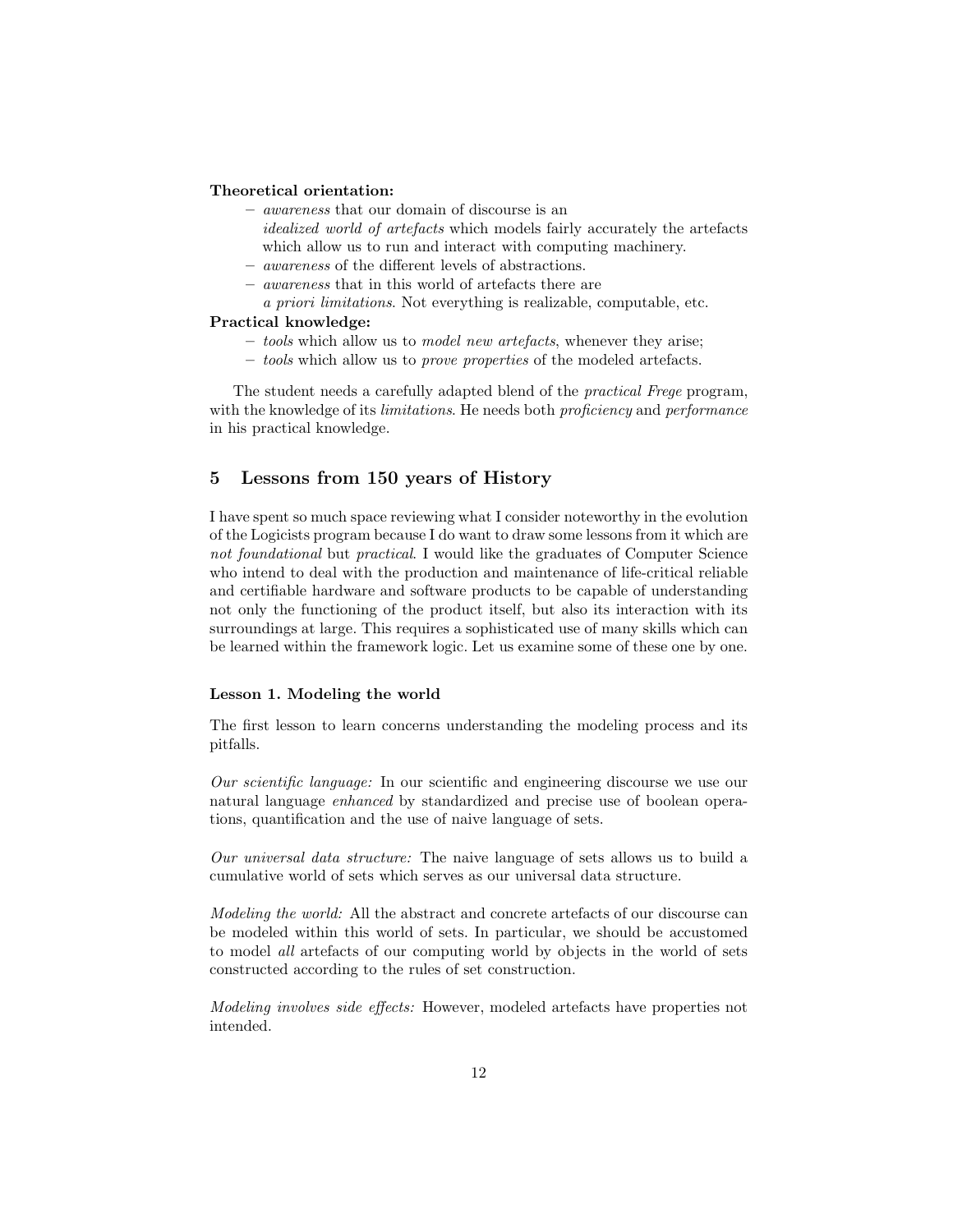**Theoretical orientation:**

- *awareness* that our domain of discourse is an *idealized world of artefacts* which models fairly accurately the artefacts which allow us to run and interact with computing machinery.
- *awareness* of the different levels of abstractions.
- *awareness* that in this world of artefacts there are *a priori limitations*. Not everything is realizable, computable, etc.

**Practical knowledge:**

- *tools* which allow us to *model new artefacts*, whenever they arise;
- *tools* which allow us to *prove properties* of the modeled artefacts.

The student needs a carefully adapted blend of the *practical Frege* program, with the knowledge of its *limitations*. He needs both *proficiency* and *performance* in his practical knowledge.

## 5 Lessons from 150 years of History

I have spent so much space reviewing what I consider noteworthy in the evolution of the Logicists program because I do want to draw some lessons from it which are *not foundational* but *practical*. I would like the graduates of Computer Science who intend to deal with the production and maintenance of life-critical reliable and certifiable hardware and software products to be capable of understanding not only the functioning of the product itself, but also its interaction with its surroundings at large. This requires a sophisticated use of many skills which can be learned within the framework logic. Let us examine some of these one by one.

### Lesson 1. Modeling the world

The first lesson to learn concerns understanding the modeling process and its pitfalls.

*Our scientific language:* In our scientific and engineering discourse we use our natural language *enhanced* by standardized and precise use of boolean operations, quantification and the use of naive language of sets.

*Our universal data structure:* The naive language of sets allows us to build a cumulative world of sets which serves as our universal data structure.

*Modeling the world:* All the abstract and concrete artefacts of our discourse can be modeled within this world of sets. In particular, we should be accustomed to model *all* artefacts of our computing world by objects in the world of sets constructed according to the rules of set construction.

*Modeling involves side effects:* However, modeled artefacts have properties not intended.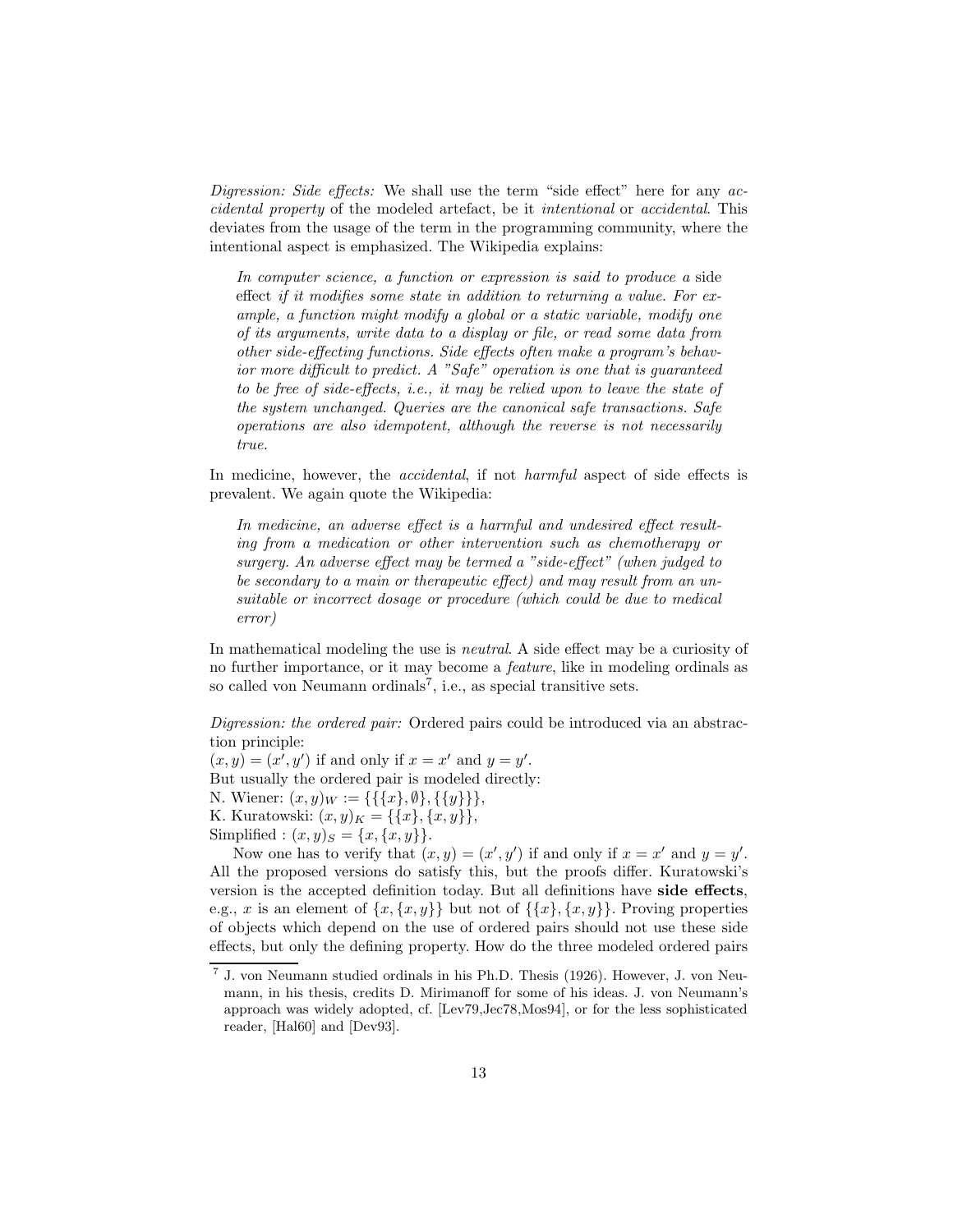*Digression: Side effects:* We shall use the term "side effect" here for any *accidental property* of the modeled artefact, be it *intentional* or *accidental*. This deviates from the usage of the term in the programming community, where the intentional aspect is emphasized. The Wikipedia explains:

> *In computer science, a function or expression is said to produce a* side effect *if it modifies some state in addition to returning a value. For example, a function might modify a global or a static variable, modify one of its arguments, write data to a display or file, or read some data from other side-effecting functions. Side effects often make a program's behavior more difficult to predict. A "Safe" operation is one that is guaranteed to be free of side-effects, i.e., it may be relied upon to leave the state of the system unchanged. Queries are the canonical safe transactions. Safe operations are also idempotent, although the reverse is not necessarily true.*

In medicine, however, the *accidental*, if not *harmful* aspect of side effects is prevalent. We again quote the Wikipedia:

> *In medicine, an adverse effect is a harmful and undesired effect resulting from a medication or other intervention such as chemotherapy or surgery. An adverse effect may be termed a "side-effect" (when judged to be secondary to a main or therapeutic effect) and may result from an unsuitable or incorrect dosage or procedure (which could be due to medical error)*

In mathematical modeling the use is *neutral*. A side effect may be a curiosity of no further importance, or it may become a *feature*, like in modeling ordinals as so called von Neumann ordinals[7], i.e., as special transitive sets.

*Digression: the ordered pair:* Ordered pairs could be introduced via an abstraction principle:
$(x, y) = (x', y')$ if and only if $x = x'$ and $y = y'$.
But usually the ordered pair is modeled directly:
N. Wiener: $(x, y)_W := \{\{\{x\}, \emptyset\}, \{\{y\}\}\}$,
K. Kuratowski: $(x, y)_K = \{\{x\}, \{x, y\}\}$,
Simplified : $(x, y)_S = \{x, \{x, y\}\}$.

Now one has to verify that $(x, y) = (x', y')$ if and only if $x = x'$ and $y = y'$. All the proposed versions do satisfy this, but the proofs differ. Kuratowski's version is the accepted definition today. But all definitions have **side effects**, e.g., $x$ is an element of $\{x, \{x, y\}\}$ but not of $\{\{x\}, \{x, y\}\}$. Proving properties of objects which depend on the use of ordered pairs should not use these side effects, but only the defining property. How do the three modeled ordered pairs

[7] J. von Neumann studied ordinals in his Ph.D. Thesis (1926). However, J. von Neumann, in his thesis, credits D. Mirimanoff for some of his ideas. J. von Neumann's approach was widely adopted, cf. [Lev79,Jec78,Mos94], or for the less sophisticated reader, [Hal60] and [Dev93].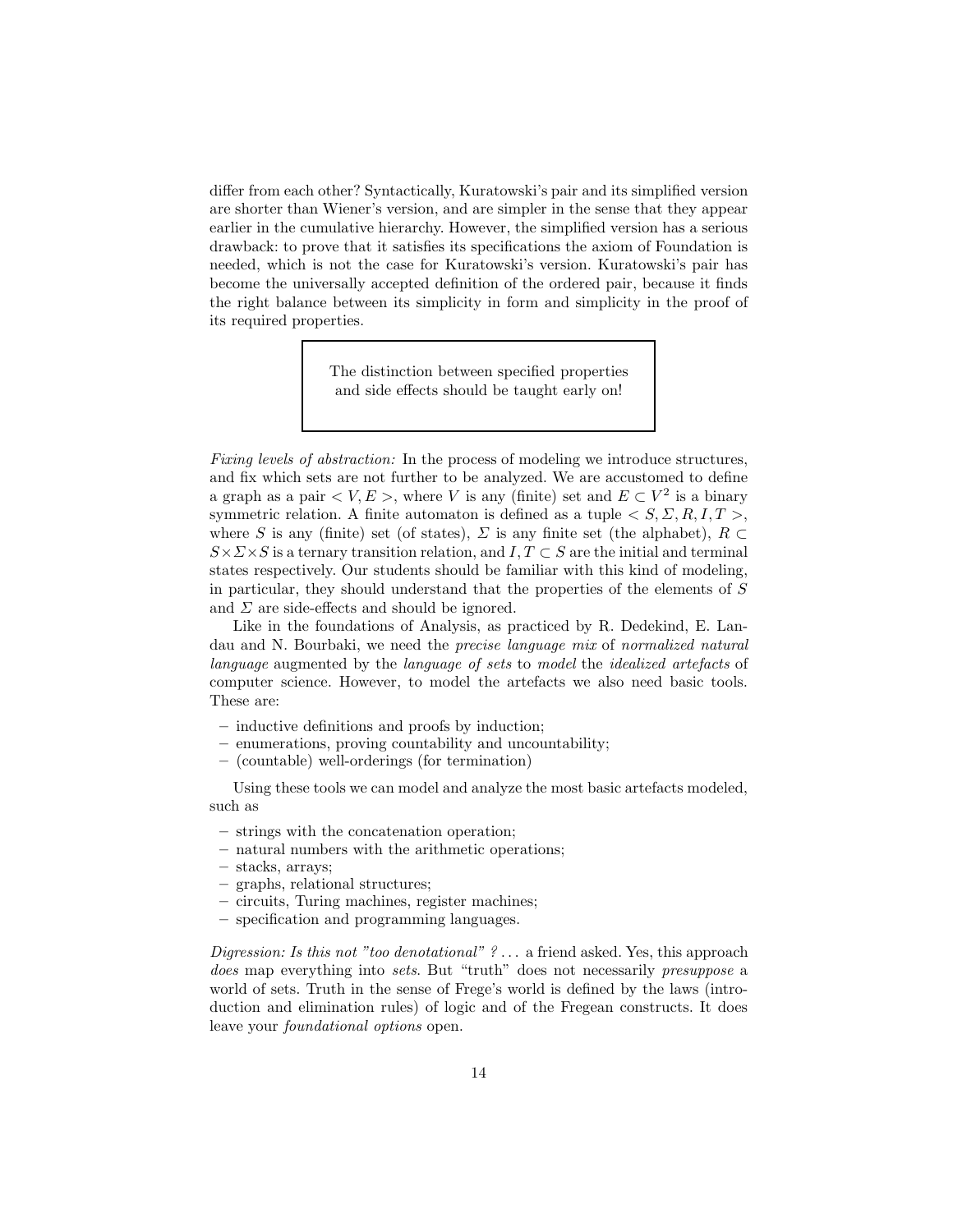differ from each other? Syntactically, Kuratowski's pair and its simplified version are shorter than Wiener's version, and are simpler in the sense that they appear earlier in the cumulative hierarchy. However, the simplified version has a serious drawback: to prove that it satisfies its specifications the axiom of Foundation is needed, which is not the case for Kuratowski's version. Kuratowski's pair has become the universally accepted definition of the ordered pair, because it finds the right balance between its simplicity in form and simplicity in the proof of its required properties.

> The distinction between specified properties and side effects should be taught early on!

*Fixing levels of abstraction:* In the process of modeling we introduce structures, and fix which sets are not further to be analyzed. We are accustomed to define a graph as a pair $< V, E >$, where $V$ is any (finite) set and $E \subset V^2$ is a binary symmetric relation. A finite automaton is defined as a tuple $< S, \Sigma, R, I, T >$, where $S$ is any (finite) set (of states), $\Sigma$ is any finite set (the alphabet), $R \subset S \times \Sigma \times S$ is a ternary transition relation, and $I, T \subset S$ are the initial and terminal states respectively. Our students should be familiar with this kind of modeling, in particular, they should understand that the properties of the elements of $S$ and $\Sigma$ are side-effects and should be ignored.

Like in the foundations of Analysis, as practiced by R. Dedekind, E. Landau and N. Bourbaki, we need the *precise language mix* of *normalized natural language* augmented by the *language of sets* to *model* the *idealized artefacts* of computer science. However, to model the artefacts we also need basic tools. These are:

- inductive definitions and proofs by induction;
- enumerations, proving countability and uncountability;
- (countable) well-orderings (for termination)

Using these tools we can model and analyze the most basic artefacts modeled, such as

- strings with the concatenation operation;
- natural numbers with the arithmetic operations;
- stacks, arrays;
- graphs, relational structures;
- circuits, Turing machines, register machines;
- specification and programming languages.

*Digression: Is this not "too denotational" ?* ... a friend asked. Yes, this approach *does* map everything into *sets*. But "truth" does not necessarily *presuppose* a world of sets. Truth in the sense of Frege's world is defined by the laws (introduction and elimination rules) of logic and of the Fregean constructs. It does leave your *foundational options* open.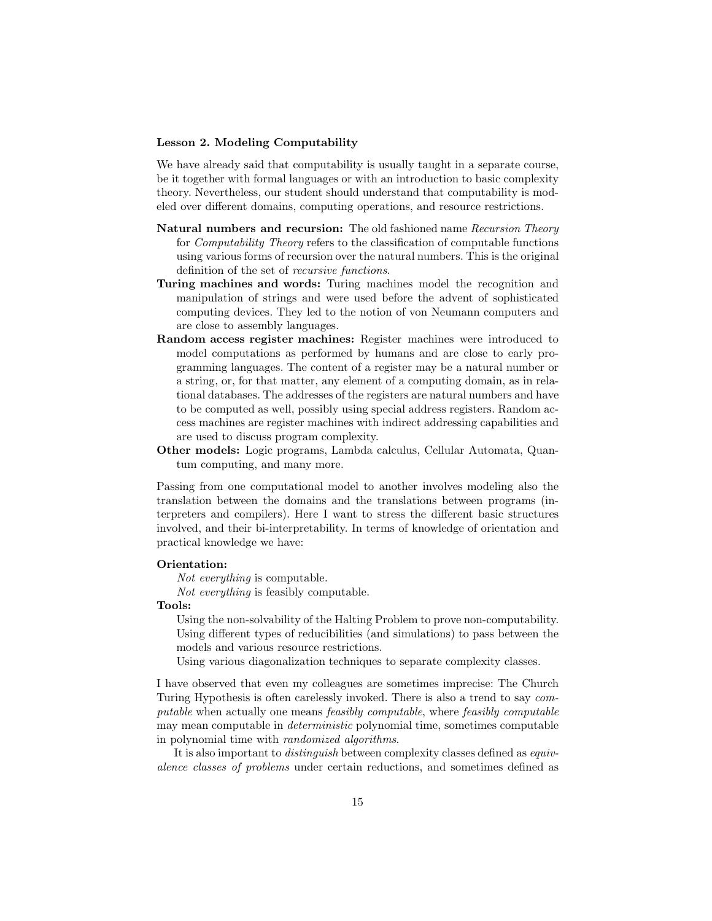**Lesson 2. Modeling Computability**

We have already said that computability is usually taught in a separate course, be it together with formal languages or with an introduction to basic complexity theory. Nevertheless, our student should understand that computability is modeled over different domains, computing operations, and resource restrictions.

**Natural numbers and recursion:** The old fashioned name *Recursion Theory* for *Computability Theory* refers to the classification of computable functions using various forms of recursion over the natural numbers. This is the original definition of the set of *recursive functions*.

**Turing machines and words:** Turing machines model the recognition and manipulation of strings and were used before the advent of sophisticated computing devices. They led to the notion of von Neumann computers and are close to assembly languages.

**Random access register machines:** Register machines were introduced to model computations as performed by humans and are close to early programming languages. The content of a register may be a natural number or a string, or, for that matter, any element of a computing domain, as in relational databases. The addresses of the registers are natural numbers and have to be computed as well, possibly using special address registers. Random access machines are register machines with indirect addressing capabilities and are used to discuss program complexity.

**Other models:** Logic programs, Lambda calculus, Cellular Automata, Quantum computing, and many more.

Passing from one computational model to another involves modeling also the translation between the domains and the translations between programs (interpreters and compilers). Here I want to stress the different basic structures involved, and their bi-interpretability. In terms of knowledge of orientation and practical knowledge we have:

**Orientation:**

*Not everything* is computable.
*Not everything* is feasibly computable.

**Tools:**

Using the non-solvability of the Halting Problem to prove non-computability.
Using different types of reducibilities (and simulations) to pass between the models and various resource restrictions.
Using various diagonalization techniques to separate complexity classes.

I have observed that even my colleagues are sometimes imprecise: The Church Turing Hypothesis is often carelessly invoked. There is also a trend to say *computable* when actually one means *feasibly computable*, where *feasibly computable* may mean computable in *deterministic* polynomial time, sometimes computable in polynomial time with *randomized algorithms*.

It is also important to *distinguish* between complexity classes defined as *equivalence classes of problems* under certain reductions, and sometimes defined as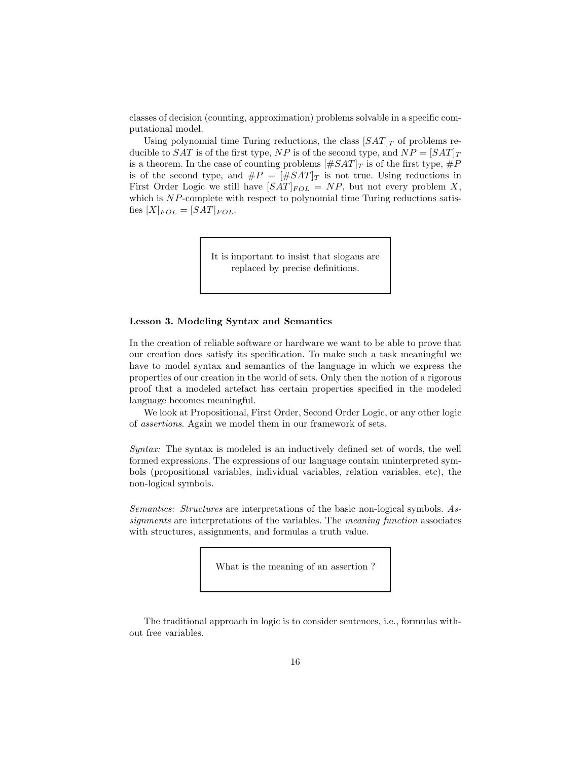classes of decision (counting, approximation) problems solvable in a specific computational model.

Using polynomial time Turing reductions, the class $[SAT]_T$ of problems reducible to $SAT$ is of the first type, $NP$ is of the second type, and $NP = [SAT]_T$ is a theorem. In the case of counting problems $[\#SAT]_T$ is of the first type, $\#P$ is of the second type, and $\#P = [\#SAT]_T$ is not true. Using reductions in First Order Logic we still have $[SAT]_{FOL} = NP$, but not every problem $X$, which is $NP$-complete with respect to polynomial time Turing reductions satisfies $[X]_{FOL} = [SAT]_{FOL}$.

> It is important to insist that slogans are replaced by precise definitions.

**Lesson 3. Modeling Syntax and Semantics**

In the creation of reliable software or hardware we want to be able to prove that our creation does satisfy its specification. To make such a task meaningful we have to model syntax and semantics of the language in which we express the properties of our creation in the world of sets. Only then the notion of a rigorous proof that a modeled artefact has certain properties specified in the modeled language becomes meaningful.

We look at Propositional, First Order, Second Order Logic, or any other logic of *assertions*. Again we model them in our framework of sets.

*Syntax:* The syntax is modeled is an inductively defined set of words, the well formed expressions. The expressions of our language contain uninterpreted symbols (propositional variables, individual variables, relation variables, etc), the non-logical symbols.

*Semantics: Structures* are interpretations of the basic non-logical symbols. *Assignments* are interpretations of the variables. The *meaning function* associates with structures, assignments, and formulas a truth value.

> What is the meaning of an assertion ?

The traditional approach in logic is to consider sentences, i.e., formulas without free variables.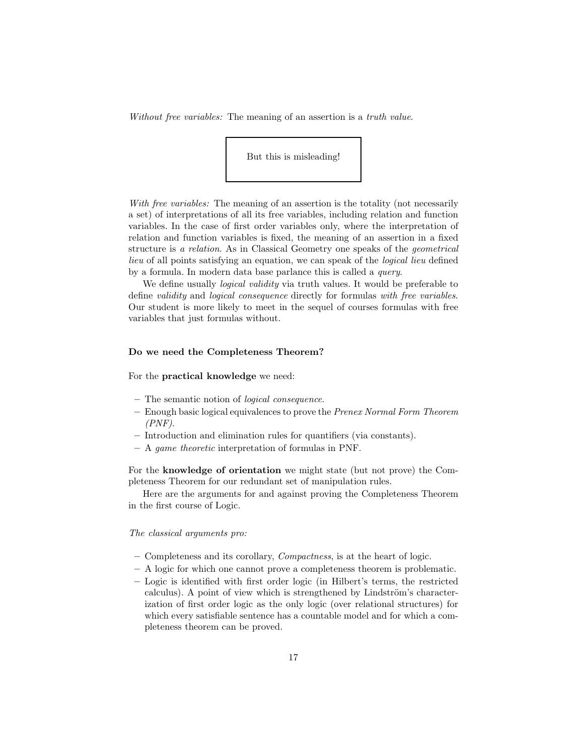*Without free variables:* The meaning of an assertion is a *truth value*.

> But this is misleading!

*With free variables:* The meaning of an assertion is the totality (not necessarily a set) of interpretations of all its free variables, including relation and function variables. In the case of first order variables only, where the interpretation of relation and function variables is fixed, the meaning of an assertion in a fixed structure is *a relation*. As in Classical Geometry one speaks of the *geometrical lieu* of all points satisfying an equation, we can speak of the *logical lieu* defined by a formula. In modern data base parlance this is called a *query*.

We define usually *logical validity* via truth values. It would be preferable to define *validity* and *logical consequence* directly for formulas *with free variables*. Our student is more likely to meet in the sequel of courses formulas with free variables that just formulas without.

**Do we need the Completeness Theorem?**

For the **practical knowledge** we need:

– The semantic notion of *logical consequence*.
– Enough basic logical equivalences to prove the *Prenex Normal Form Theorem (PNF)*.
– Introduction and elimination rules for quantifiers (via constants).
– A *game theoretic* interpretation of formulas in PNF.

For the **knowledge of orientation** we might state (but not prove) the Completeness Theorem for our redundant set of manipulation rules.

Here are the arguments for and against proving the Completeness Theorem in the first course of Logic.

*The classical arguments pro:*

– Completeness and its corollary, *Compactness*, is at the heart of logic.
– A logic for which one cannot prove a completeness theorem is problematic.
– Logic is identified with first order logic (in Hilbert's terms, the restricted calculus). A point of view which is strengthened by Lindström's characterization of first order logic as the only logic (over relational structures) for which every satisfiable sentence has a countable model and for which a completeness theorem can be proved.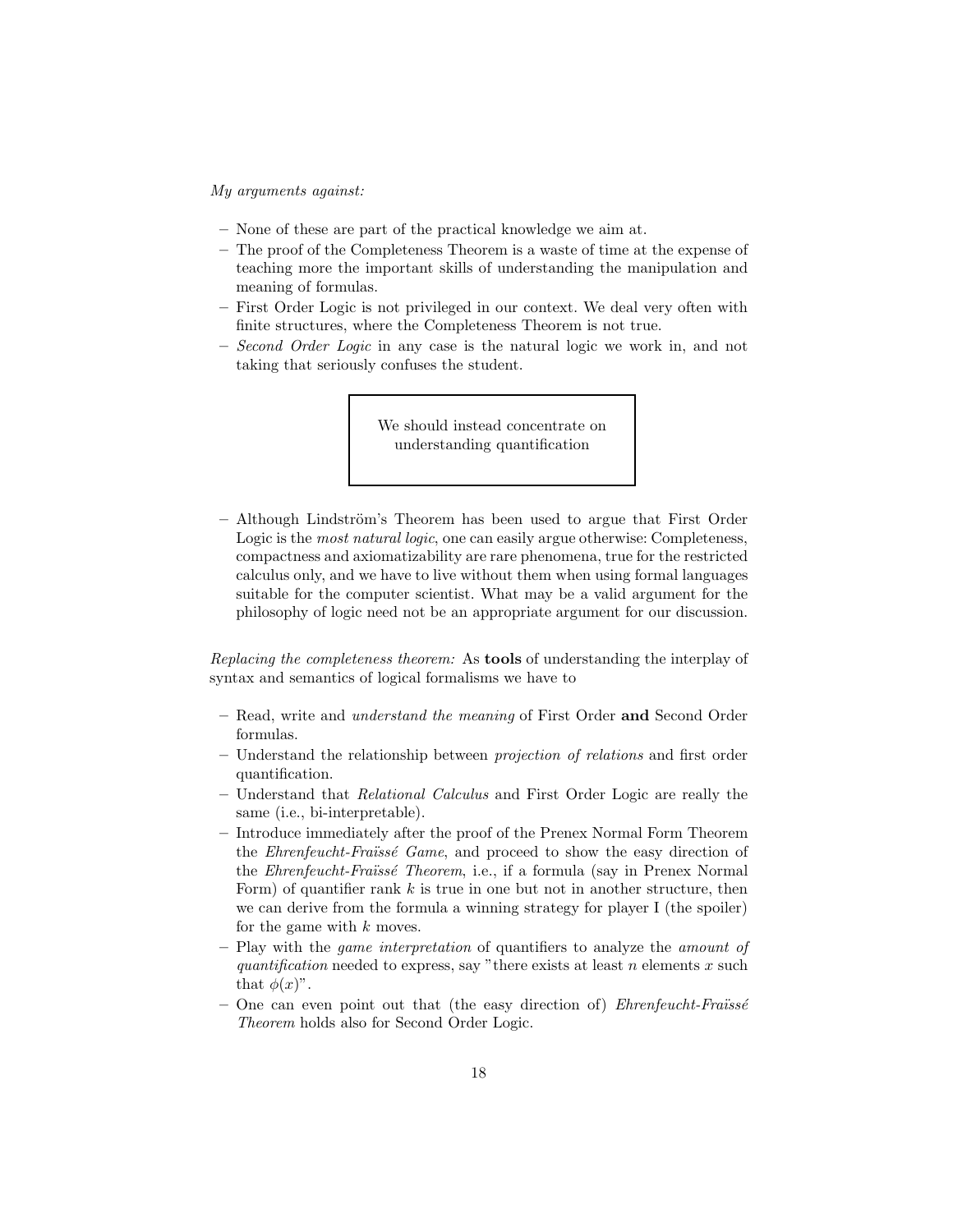*My arguments against:*

- None of these are part of the practical knowledge we aim at.
- The proof of the Completeness Theorem is a waste of time at the expense of teaching more the important skills of understanding the manipulation and meaning of formulas.
- First Order Logic is not privileged in our context. We deal very often with finite structures, where the Completeness Theorem is not true.
- *Second Order Logic* in any case is the natural logic we work in, and not taking that seriously confuses the student.

> We should instead concentrate on understanding quantification

- Although Lindström's Theorem has been used to argue that First Order Logic is the *most natural logic*, one can easily argue otherwise: Completeness, compactness and axiomatizability are rare phenomena, true for the restricted calculus only, and we have to live without them when using formal languages suitable for the computer scientist. What may be a valid argument for the philosophy of logic need not be an appropriate argument for our discussion.

*Replacing the completeness theorem:* As **tools** of understanding the interplay of syntax and semantics of logical formalisms we have to

- Read, write and *understand the meaning* of First Order **and** Second Order formulas.
- Understand the relationship between *projection of relations* and first order quantification.
- Understand that *Relational Calculus* and First Order Logic are really the same (i.e., bi-interpretable).
- Introduce immediately after the proof of the Prenex Normal Form Theorem the *Ehrenfeucht-Fraïssé Game*, and proceed to show the easy direction of the *Ehrenfeucht-Fraïssé Theorem*, i.e., if a formula (say in Prenex Normal Form) of quantifier rank $k$ is true in one but not in another structure, then we can derive from the formula a winning strategy for player I (the spoiler) for the game with $k$ moves.
- Play with the *game interpretation* of quantifiers to analyze the *amount of quantification* needed to express, say "there exists at least $n$ elements $x$ such that $\phi(x)$".
- One can even point out that (the easy direction of) *Ehrenfeucht-Fraïssé Theorem* holds also for Second Order Logic.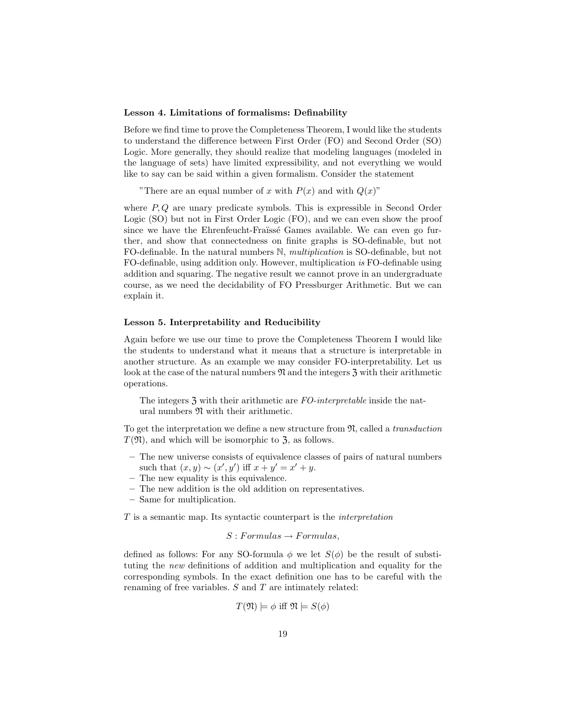**Lesson 4. Limitations of formalisms: Definability**

Before we find time to prove the Completeness Theorem, I would like the students to understand the difference between First Order (FO) and Second Order (SO) Logic. More generally, they should realize that modeling languages (modeled in the language of sets) have limited expressibility, and not everything we would like to say can be said within a given formalism. Consider the statement

> "There are an equal number of $x$ with $P(x)$ and with $Q(x)$"

where $P, Q$ are unary predicate symbols. This is expressible in Second Order Logic (SO) but not in First Order Logic (FO), and we can even show the proof since we have the Ehrenfeucht-Fraïssé Games available. We can even go further, and show that connectedness on finite graphs is SO-definable, but not FO-definable. In the natural numbers $\mathbb{N}$, *multiplication* is SO-definable, but not FO-definable, using addition only. However, multiplication *is* FO-definable using addition and squaring. The negative result we cannot prove in an undergraduate course, as we need the decidability of FO Pressburger Arithmetic. But we can explain it.

**Lesson 5. Interpretability and Reducibility**

Again before we use our time to prove the Completeness Theorem I would like the students to understand what it means that a structure is interpretable in another structure. As an example we may consider FO-interpretability. Let us look at the case of the natural numbers $\mathfrak{N}$ and the integers $\mathfrak{Z}$ with their arithmetic operations.

> The integers $\mathfrak{Z}$ with their arithmetic are *FO-interpretable* inside the natural numbers $\mathfrak{N}$ with their arithmetic.

To get the interpretation we define a new structure from $\mathfrak{N}$, called a *transduction* $T(\mathfrak{N})$, and which will be isomorphic to $\mathfrak{Z}$, as follows.

- The new universe consists of equivalence classes of pairs of natural numbers such that $(x, y) \sim (x', y')$ iff $x + y' = x' + y$.
- The new equality is this equivalence.
- The new addition is the old addition on representatives.
- Same for multiplication.

$T$ is a semantic map. Its syntactic counterpart is the *interpretation*

$$S : Formulas \rightarrow Formulas,$$

defined as follows: For any SO-formula $\phi$ we let $S(\phi)$ be the result of substituting the *new* definitions of addition and multiplication and equality for the corresponding symbols. In the exact definition one has to be careful with the renaming of free variables. $S$ and $T$ are intimately related:

$$T(\mathfrak{N}) \models \phi \text{ iff } \mathfrak{N} \models S(\phi)$$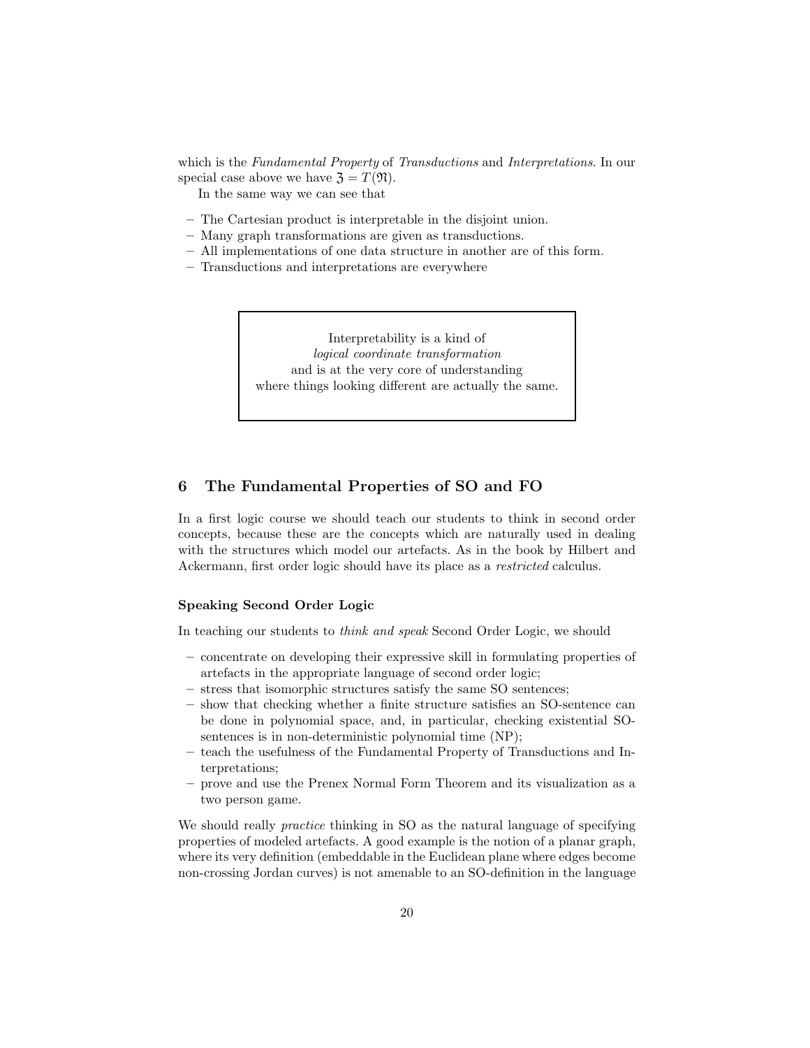which is the *Fundamental Property* of *Transductions* and *Interpretations*. In our special case above we have $\mathfrak{Z} = T(\mathfrak{N})$.

In the same way we can see that

- The Cartesian product is interpretable in the disjoint union.
- Many graph transformations are given as transductions.
- All implementations of one data structure in another are of this form.
- Transductions and interpretations are everywhere

> Interpretability is a kind of
> *logical coordinate transformation*
> and is at the very core of understanding
> where things looking different are actually the same.

## 6 The Fundamental Properties of SO and FO

In a first logic course we should teach our students to think in second order concepts, because these are the concepts which are naturally used in dealing with the structures which model our artefacts. As in the book by Hilbert and Ackermann, first order logic should have its place as a *restricted* calculus.

### Speaking Second Order Logic

In teaching our students to *think and speak* Second Order Logic, we should

- concentrate on developing their expressive skill in formulating properties of artefacts in the appropriate language of second order logic;
- stress that isomorphic structures satisfy the same SO sentences;
- show that checking whether a finite structure satisfies an SO-sentence can be done in polynomial space, and, in particular, checking existential SO-sentences is in non-deterministic polynomial time (NP);
- teach the usefulness of the Fundamental Property of Transductions and Interpretations;
- prove and use the Prenex Normal Form Theorem and its visualization as a two person game.

We should really *practice* thinking in SO as the natural language of specifying properties of modeled artefacts. A good example is the notion of a planar graph, where its very definition (embeddable in the Euclidean plane where edges become non-crossing Jordan curves) is not amenable to an SO-definition in the language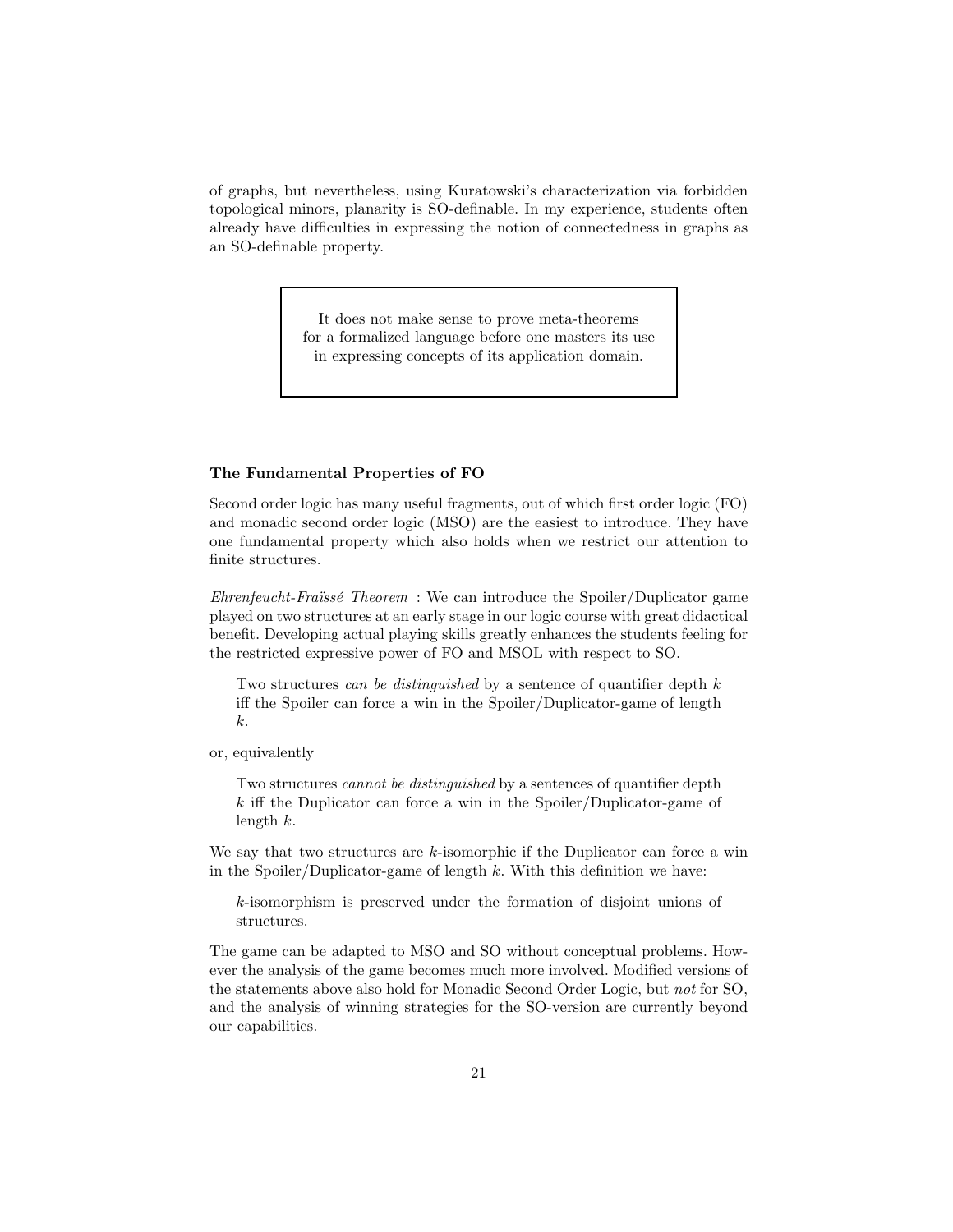of graphs, but nevertheless, using Kuratowski's characterization via forbidden topological minors, planarity is SO-definable. In my experience, students often already have difficulties in expressing the notion of connectedness in graphs as an SO-definable property.

> It does not make sense to prove meta-theorems for a formalized language before one masters its use in expressing concepts of its application domain.

**The Fundamental Properties of FO**

Second order logic has many useful fragments, out of which first order logic (FO) and monadic second order logic (MSO) are the easiest to introduce. They have one fundamental property which also holds when we restrict our attention to finite structures.

*Ehrenfeucht-Fraïssé Theorem* : We can introduce the Spoiler/Duplicator game played on two structures at an early stage in our logic course with great didactical benefit. Developing actual playing skills greatly enhances the students feeling for the restricted expressive power of FO and MSOL with respect to SO.

> Two structures *can be distinguished* by a sentence of quantifier depth $k$ iff the Spoiler can force a win in the Spoiler/Duplicator-game of length $k$.

or, equivalently

> Two structures *cannot be distinguished* by a sentences of quantifier depth $k$ iff the Duplicator can force a win in the Spoiler/Duplicator-game of length $k$.

We say that two structures are $k$-isomorphic if the Duplicator can force a win in the Spoiler/Duplicator-game of length $k$. With this definition we have:

> $k$-isomorphism is preserved under the formation of disjoint unions of structures.

The game can be adapted to MSO and SO without conceptual problems. However the analysis of the game becomes much more involved. Modified versions of the statements above also hold for Monadic Second Order Logic, but *not* for SO, and the analysis of winning strategies for the SO-version are currently beyond our capabilities.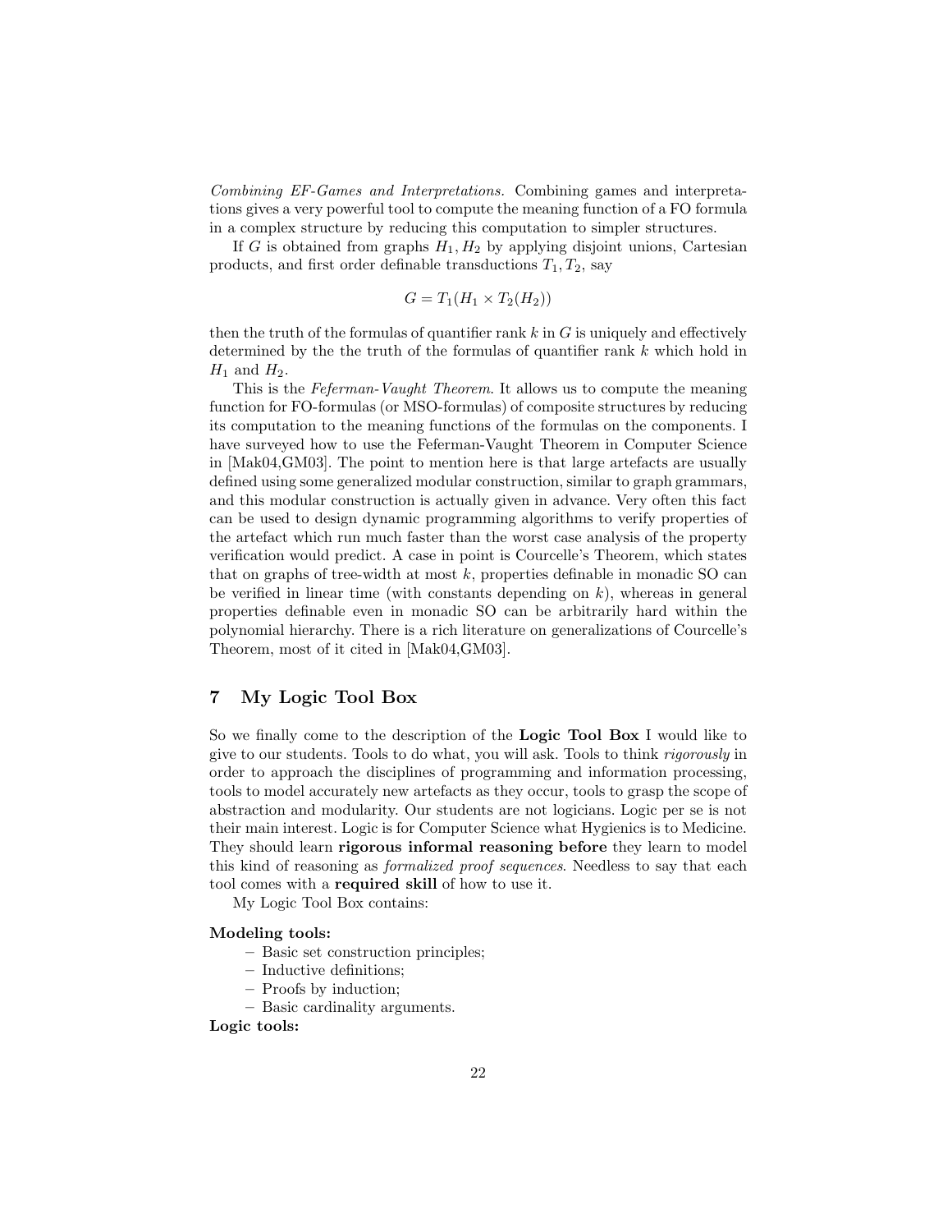*Combining EF-Games and Interpretations.* Combining games and interpretations gives a very powerful tool to compute the meaning function of a FO formula in a complex structure by reducing this computation to simpler structures.

If $G$ is obtained from graphs $H_1, H_2$ by applying disjoint unions, Cartesian products, and first order definable transductions $T_1, T_2$, say

$$G = T_1(H_1 \times T_2(H_2))$$

then the truth of the formulas of quantifier rank $k$ in $G$ is uniquely and effectively determined by the the truth of the formulas of quantifier rank $k$ which hold in $H_1$ and $H_2$.

This is the *Feferman-Vaught Theorem*. It allows us to compute the meaning function for FO-formulas (or MSO-formulas) of composite structures by reducing its computation to the meaning functions of the formulas on the components. I have surveyed how to use the Feferman-Vaught Theorem in Computer Science in [Mak04,GM03]. The point to mention here is that large artefacts are usually defined using some generalized modular construction, similar to graph grammars, and this modular construction is actually given in advance. Very often this fact can be used to design dynamic programming algorithms to verify properties of the artefact which run much faster than the worst case analysis of the property verification would predict. A case in point is Courcelle's Theorem, which states that on graphs of tree-width at most $k$, properties definable in monadic SO can be verified in linear time (with constants depending on $k$), whereas in general properties definable even in monadic SO can be arbitrarily hard within the polynomial hierarchy. There is a rich literature on generalizations of Courcelle's Theorem, most of it cited in [Mak04,GM03].

## 7 My Logic Tool Box

So we finally come to the description of the **Logic Tool Box** I would like to give to our students. Tools to do what, you will ask. Tools to think *rigorously* in order to approach the disciplines of programming and information processing, tools to model accurately new artefacts as they occur, tools to grasp the scope of abstraction and modularity. Our students are not logicians. Logic per se is not their main interest. Logic is for Computer Science what Hygienics is to Medicine. They should learn **rigorous informal reasoning before** they learn to model this kind of reasoning as *formalized proof sequences*. Needless to say that each tool comes with a **required skill** of how to use it.

My Logic Tool Box contains:

**Modeling tools:**
- Basic set construction principles;
- Inductive definitions;
- Proofs by induction;
- Basic cardinality arguments.

**Logic tools:**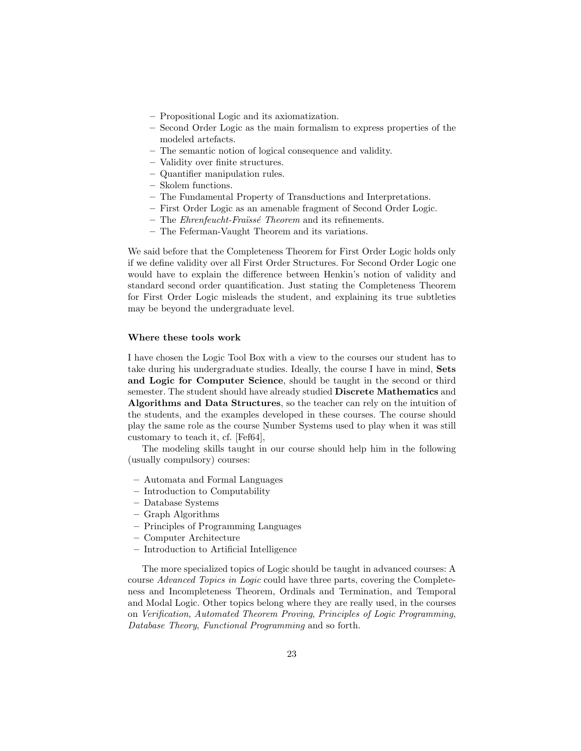- Propositional Logic and its axiomatization.
- Second Order Logic as the main formalism to express properties of the modeled artefacts.
- The semantic notion of logical consequence and validity.
- Validity over finite structures.
- Quantifier manipulation rules.
- Skolem functions.
- The Fundamental Property of Transductions and Interpretations.
- First Order Logic as an amenable fragment of Second Order Logic.
- The *Ehrenfeucht-Fraïssé Theorem* and its refinements.
- The Feferman-Vaught Theorem and its variations.

We said before that the Completeness Theorem for First Order Logic holds only if we define validity over all First Order Structures. For Second Order Logic one would have to explain the difference between Henkin's notion of validity and standard second order quantification. Just stating the Completeness Theorem for First Order Logic misleads the student, and explaining its true subtleties may be beyond the undergraduate level.

**Where these tools work**

I have chosen the Logic Tool Box with a view to the courses our student has to take during his undergraduate studies. Ideally, the course I have in mind, **Sets and Logic for Computer Science**, should be taught in the second or third semester. The student should have already studied **Discrete Mathematics** and **Algorithms and Data Structures**, so the teacher can rely on the intuition of the students, and the examples developed in these courses. The course should play the same role as the course Number Systems used to play when it was still customary to teach it, cf. [Fef64],

The modeling skills taught in our course should help him in the following (usually compulsory) courses:

- Automata and Formal Languages
- Introduction to Computability
- Database Systems
- Graph Algorithms
- Principles of Programming Languages
- Computer Architecture
- Introduction to Artificial Intelligence

The more specialized topics of Logic should be taught in advanced courses: A course *Advanced Topics in Logic* could have three parts, covering the Completeness and Incompleteness Theorem, Ordinals and Termination, and Temporal and Modal Logic. Other topics belong where they are really used, in the courses on *Verification*, *Automated Theorem Proving*, *Principles of Logic Programming*, *Database Theory*, *Functional Programming* and so forth.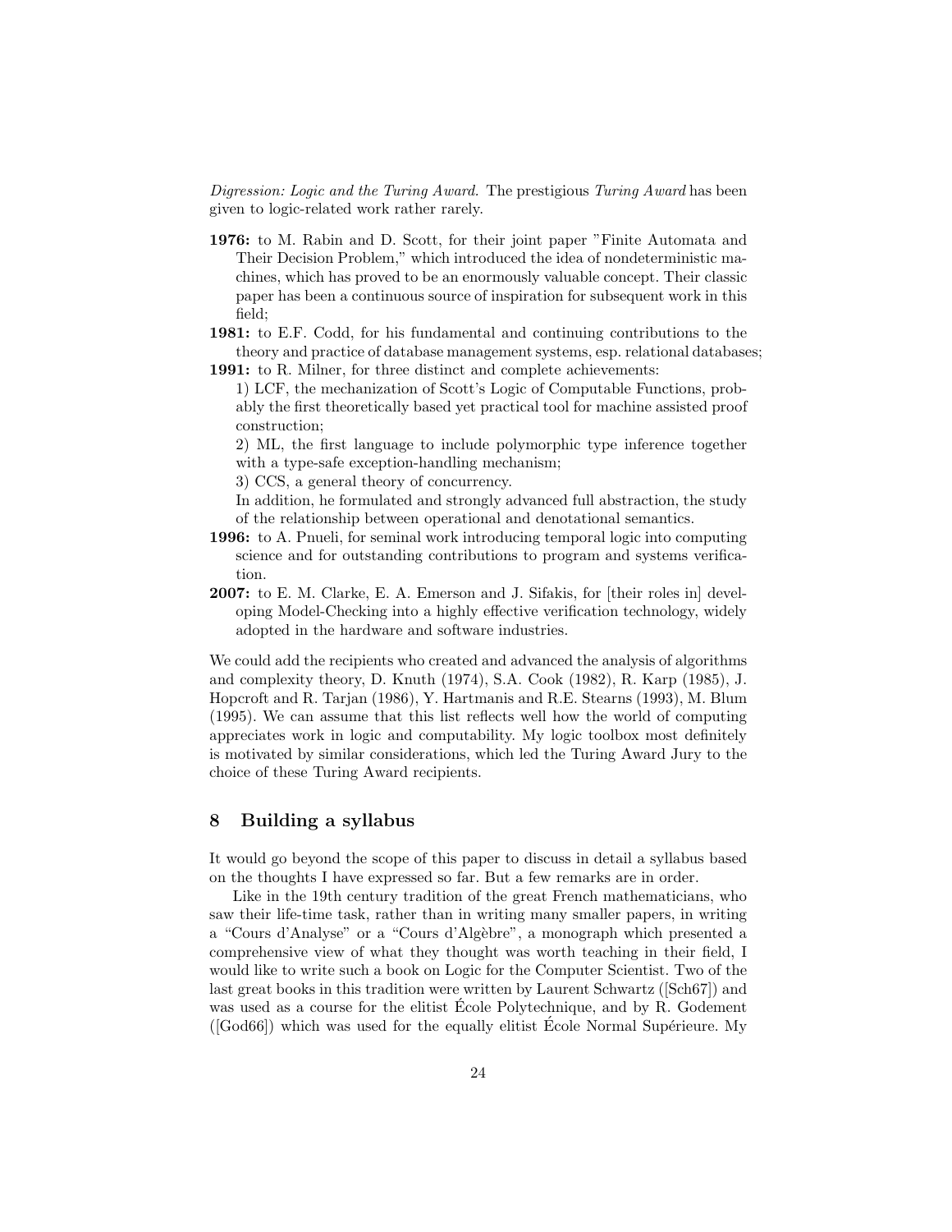*Digression: Logic and the Turing Award.* The prestigious *Turing Award* has been given to logic-related work rather rarely.

**1976:** to M. Rabin and D. Scott, for their joint paper "Finite Automata and Their Decision Problem," which introduced the idea of nondeterministic machines, which has proved to be an enormously valuable concept. Their classic paper has been a continuous source of inspiration for subsequent work in this field;

**1981:** to E.F. Codd, for his fundamental and continuing contributions to the theory and practice of database management systems, esp. relational databases;

**1991:** to R. Milner, for three distinct and complete achievements:
1) LCF, the mechanization of Scott's Logic of Computable Functions, probably the first theoretically based yet practical tool for machine assisted proof construction;
2) ML, the first language to include polymorphic type inference together with a type-safe exception-handling mechanism;
3) CCS, a general theory of concurrency.
In addition, he formulated and strongly advanced full abstraction, the study of the relationship between operational and denotational semantics.

**1996:** to A. Pnueli, for seminal work introducing temporal logic into computing science and for outstanding contributions to program and systems verification.

**2007:** to E. M. Clarke, E. A. Emerson and J. Sifakis, for [their roles in] developing Model-Checking into a highly effective verification technology, widely adopted in the hardware and software industries.

We could add the recipients who created and advanced the analysis of algorithms and complexity theory, D. Knuth (1974), S.A. Cook (1982), R. Karp (1985), J. Hopcroft and R. Tarjan (1986), Y. Hartmanis and R.E. Stearns (1993), M. Blum (1995). We can assume that this list reflects well how the world of computing appreciates work in logic and computability. My logic toolbox most definitely is motivated by similar considerations, which led the Turing Award Jury to the choice of these Turing Award recipients.

## 8 Building a syllabus

It would go beyond the scope of this paper to discuss in detail a syllabus based on the thoughts I have expressed so far. But a few remarks are in order.

Like in the 19th century tradition of the great French mathematicians, who saw their life-time task, rather than in writing many smaller papers, in writing a "Cours d'Analyse" or a "Cours d'Algèbre", a monograph which presented a comprehensive view of what they thought was worth teaching in their field, I would like to write such a book on Logic for the Computer Scientist. Two of the last great books in this tradition were written by Laurent Schwartz ([Sch67]) and was used as a course for the elitist École Polytechnique, and by R. Godement ([God66]) which was used for the equally elitist École Normal Supérieure. My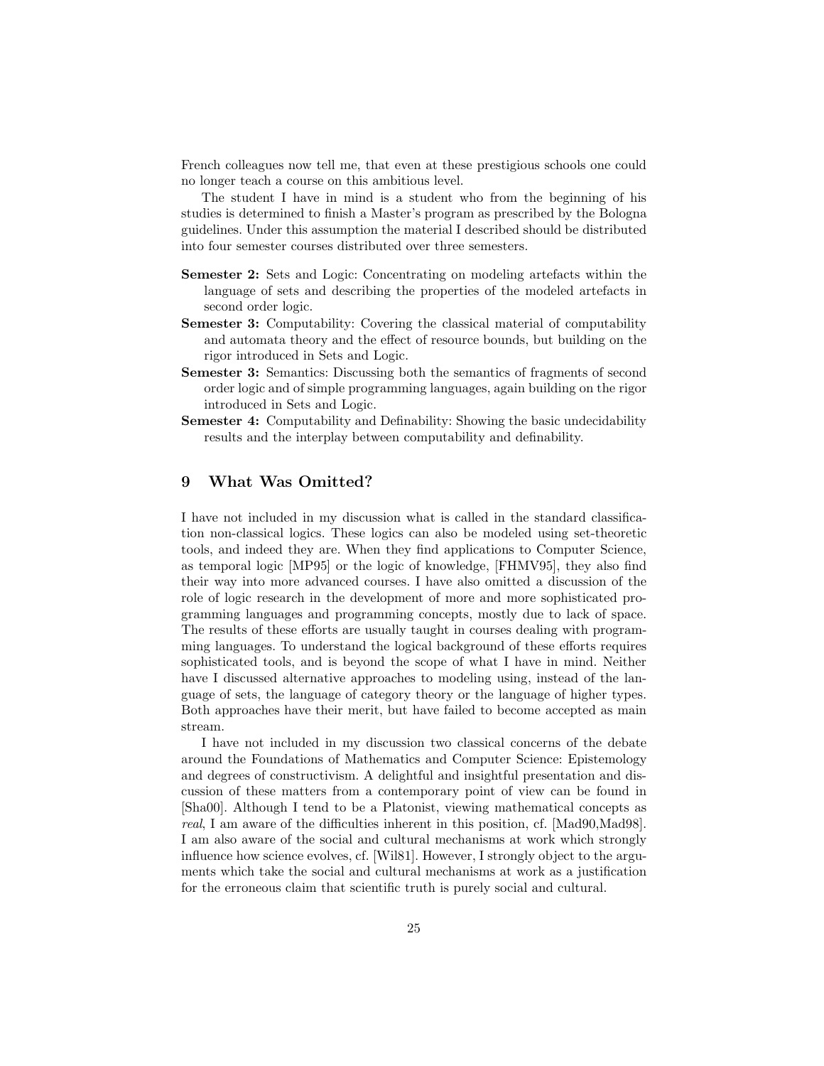French colleagues now tell me, that even at these prestigious schools one could no longer teach a course on this ambitious level.

The student I have in mind is a student who from the beginning of his studies is determined to finish a Master's program as prescribed by the Bologna guidelines. Under this assumption the material I described should be distributed into four semester courses distributed over three semesters.

**Semester 2:** Sets and Logic: Concentrating on modeling artefacts within the language of sets and describing the properties of the modeled artefacts in second order logic.

**Semester 3:** Computability: Covering the classical material of computability and automata theory and the effect of resource bounds, but building on the rigor introduced in Sets and Logic.

**Semester 3:** Semantics: Discussing both the semantics of fragments of second order logic and of simple programming languages, again building on the rigor introduced in Sets and Logic.

**Semester 4:** Computability and Definability: Showing the basic undecidability results and the interplay between computability and definability.

## 9 What Was Omitted?

I have not included in my discussion what is called in the standard classification non-classical logics. These logics can also be modeled using set-theoretic tools, and indeed they are. When they find applications to Computer Science, as temporal logic [MP95] or the logic of knowledge, [FHMV95], they also find their way into more advanced courses. I have also omitted a discussion of the role of logic research in the development of more and more sophisticated programming languages and programming concepts, mostly due to lack of space. The results of these efforts are usually taught in courses dealing with programming languages. To understand the logical background of these efforts requires sophisticated tools, and is beyond the scope of what I have in mind. Neither have I discussed alternative approaches to modeling using, instead of the language of sets, the language of category theory or the language of higher types. Both approaches have their merit, but have failed to become accepted as main stream.

I have not included in my discussion two classical concerns of the debate around the Foundations of Mathematics and Computer Science: Epistemology and degrees of constructivism. A delightful and insightful presentation and discussion of these matters from a contemporary point of view can be found in [Sha00]. Although I tend to be a Platonist, viewing mathematical concepts as *real*, I am aware of the difficulties inherent in this position, cf. [Mad90,Mad98]. I am also aware of the social and cultural mechanisms at work which strongly influence how science evolves, cf. [Wil81]. However, I strongly object to the arguments which take the social and cultural mechanisms at work as a justification for the erroneous claim that scientific truth is purely social and cultural.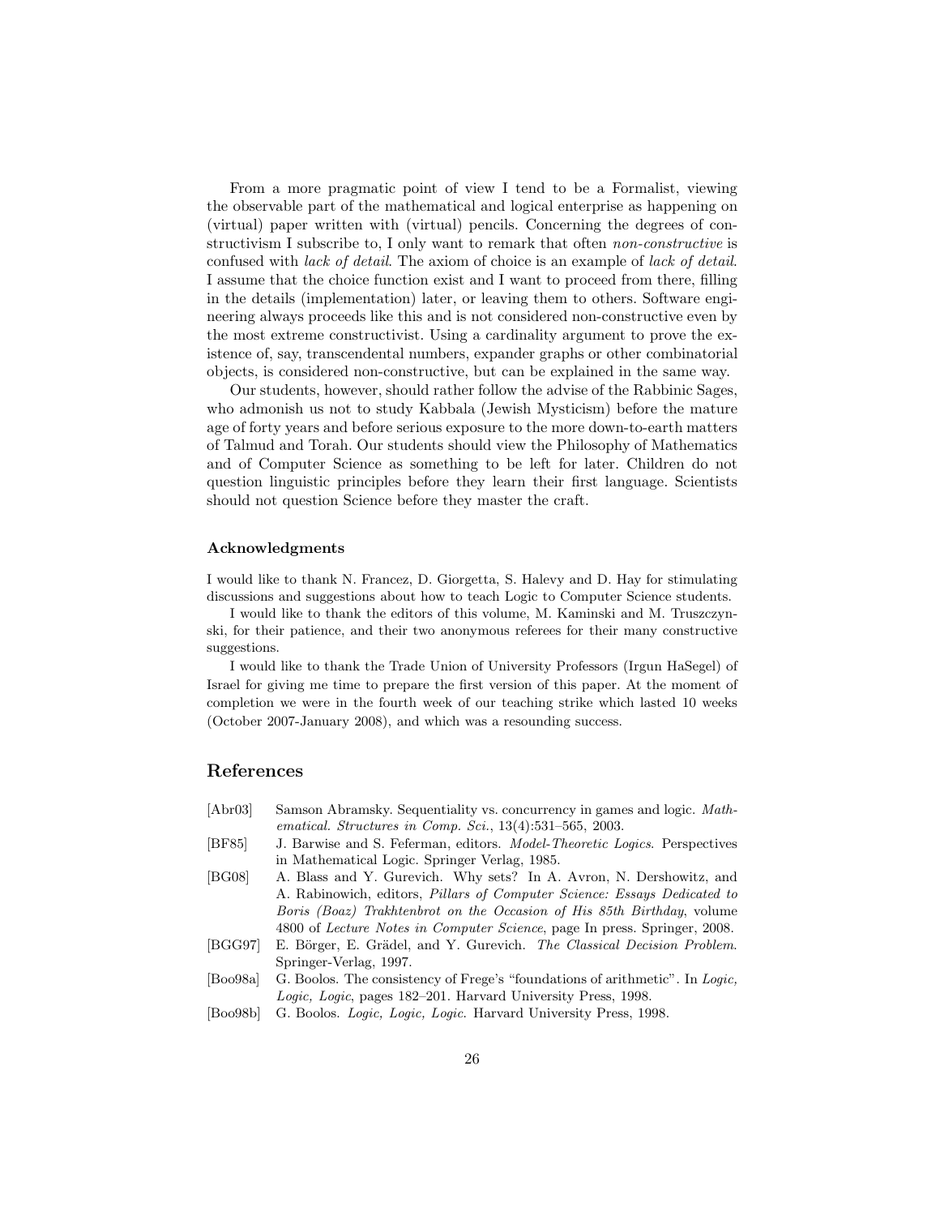From a more pragmatic point of view I tend to be a Formalist, viewing the observable part of the mathematical and logical enterprise as happening on (virtual) paper written with (virtual) pencils. Concerning the degrees of constructivism I subscribe to, I only want to remark that often *non-constructive* is confused with *lack of detail*. The axiom of choice is an example of *lack of detail*. I assume that the choice function exist and I want to proceed from there, filling in the details (implementation) later, or leaving them to others. Software engineering always proceeds like this and is not considered non-constructive even by the most extreme constructivist. Using a cardinality argument to prove the existence of, say, transcendental numbers, expander graphs or other combinatorial objects, is considered non-constructive, but can be explained in the same way.

Our students, however, should rather follow the advise of the Rabbinic Sages, who admonish us not to study Kabbala (Jewish Mysticism) before the mature age of forty years and before serious exposure to the more down-to-earth matters of Talmud and Torah. Our students should view the Philosophy of Mathematics and of Computer Science as something to be left for later. Children do not question linguistic principles before they learn their first language. Scientists should not question Science before they master the craft.

#### Acknowledgments

I would like to thank N. Francez, D. Giorgetta, S. Halevy and D. Hay for stimulating discussions and suggestions about how to teach Logic to Computer Science students.

I would like to thank the editors of this volume, M. Kaminski and M. Truszczynski, for their patience, and their two anonymous referees for their many constructive suggestions.

I would like to thank the Trade Union of University Professors (Irgun HaSegel) of Israel for giving me time to prepare the first version of this paper. At the moment of completion we were in the fourth week of our teaching strike which lasted 10 weeks (October 2007-January 2008), and which was a resounding success.

## References

[Abr03] Samson Abramsky. Sequentiality vs. concurrency in games and logic. *Mathematical. Structures in Comp. Sci.*, 13(4):531–565, 2003.

[BF85] J. Barwise and S. Feferman, editors. *Model-Theoretic Logics*. Perspectives in Mathematical Logic. Springer Verlag, 1985.

[BG08] A. Blass and Y. Gurevich. Why sets? In A. Avron, N. Dershowitz, and A. Rabinowich, editors, *Pillars of Computer Science: Essays Dedicated to Boris (Boaz) Trakhtenbrot on the Occasion of His 85th Birthday*, volume 4800 of *Lecture Notes in Computer Science*, page In press. Springer, 2008.

[BGG97] E. Börger, E. Grädel, and Y. Gurevich. *The Classical Decision Problem.* Springer-Verlag, 1997.

[Boo98a] G. Boolos. The consistency of Frege's "foundations of arithmetic". In *Logic, Logic, Logic*, pages 182–201. Harvard University Press, 1998.

[Boo98b] G. Boolos. *Logic, Logic, Logic*. Harvard University Press, 1998.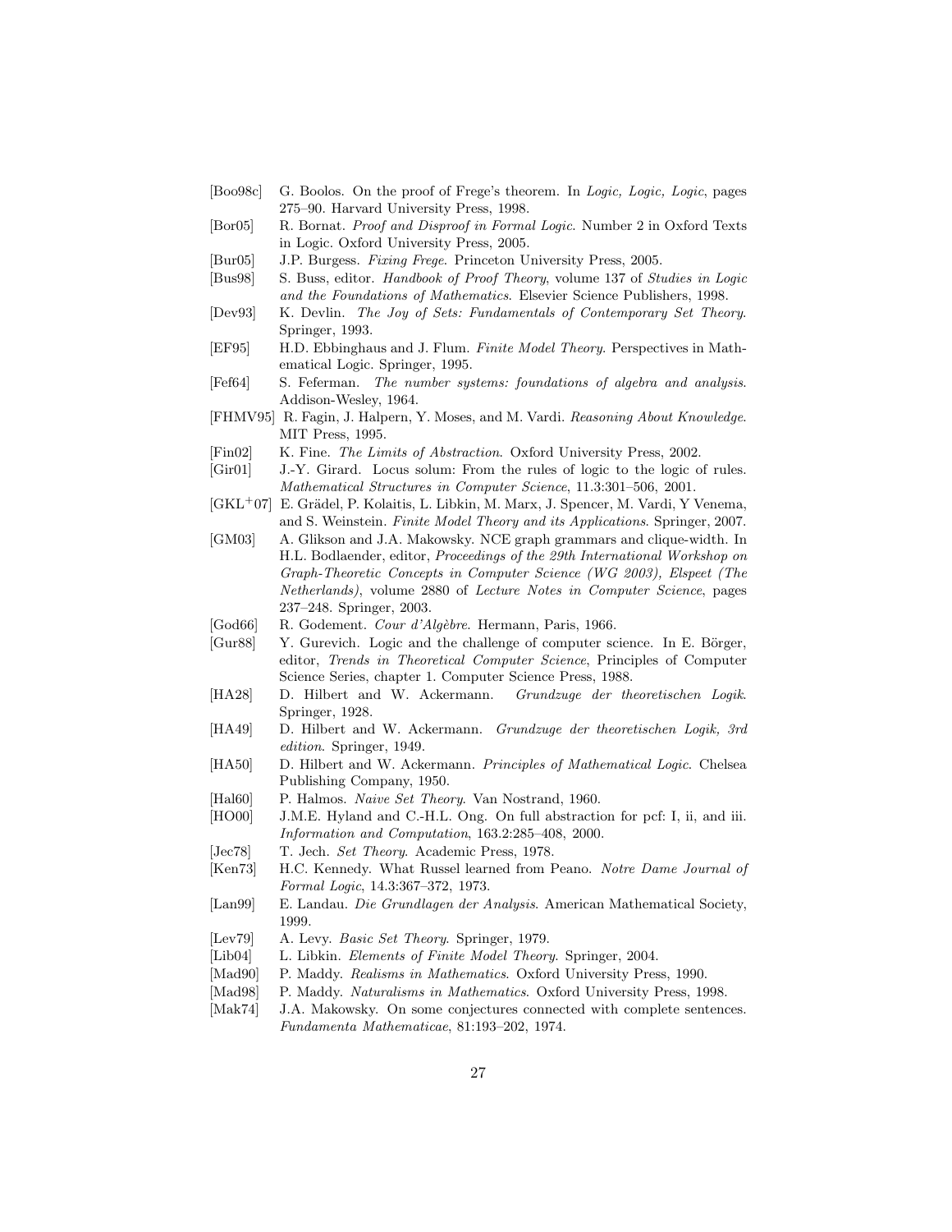[Boo98c] G. Boolos. On the proof of Frege's theorem. In *Logic, Logic, Logic*, pages 275–90. Harvard University Press, 1998.

[Bor05] R. Bornat. *Proof and Disproof in Formal Logic*. Number 2 in Oxford Texts in Logic. Oxford University Press, 2005.

[Bur05] J.P. Burgess. *Fixing Frege*. Princeton University Press, 2005.

[Bus98] S. Buss, editor. *Handbook of Proof Theory*, volume 137 of *Studies in Logic and the Foundations of Mathematics*. Elsevier Science Publishers, 1998.

[Dev93] K. Devlin. *The Joy of Sets: Fundamentals of Contemporary Set Theory*. Springer, 1993.

[EF95] H.D. Ebbinghaus and J. Flum. *Finite Model Theory*. Perspectives in Mathematical Logic. Springer, 1995.

[Fef64] S. Feferman. *The number systems: foundations of algebra and analysis*. Addison-Wesley, 1964.

[FHMV95] R. Fagin, J. Halpern, Y. Moses, and M. Vardi. *Reasoning About Knowledge*. MIT Press, 1995.

[Fin02] K. Fine. *The Limits of Abstraction*. Oxford University Press, 2002.

[Gir01] J.-Y. Girard. Locus solum: From the rules of logic to the logic of rules. *Mathematical Structures in Computer Science*, 11.3:301–506, 2001.

[GKL+07] E. Grädel, P. Kolaitis, L. Libkin, M. Marx, J. Spencer, M. Vardi, Y Venema, and S. Weinstein. *Finite Model Theory and its Applications*. Springer, 2007.

[GM03] A. Glikson and J.A. Makowsky. NCE graph grammars and clique-width. In H.L. Bodlaender, editor, *Proceedings of the 29th International Workshop on Graph-Theoretic Concepts in Computer Science (WG 2003), Elspeet (The Netherlands)*, volume 2880 of *Lecture Notes in Computer Science*, pages 237–248. Springer, 2003.

[God66] R. Godement. *Cour d'Algèbre*. Hermann, Paris, 1966.

[Gur88] Y. Gurevich. Logic and the challenge of computer science. In E. Börger, editor, *Trends in Theoretical Computer Science*, Principles of Computer Science Series, chapter 1. Computer Science Press, 1988.

[HA28] D. Hilbert and W. Ackermann. *Grundzuge der theoretischen Logik*. Springer, 1928.

[HA49] D. Hilbert and W. Ackermann. *Grundzuge der theoretischen Logik, 3rd edition*. Springer, 1949.

[HA50] D. Hilbert and W. Ackermann. *Principles of Mathematical Logic*. Chelsea Publishing Company, 1950.

[Hal60] P. Halmos. *Naive Set Theory*. Van Nostrand, 1960.

[HO00] J.M.E. Hyland and C.-H.L. Ong. On full abstraction for pcf: I, ii, and iii. *Information and Computation*, 163.2:285–408, 2000.

[Jec78] T. Jech. *Set Theory*. Academic Press, 1978.

[Ken73] H.C. Kennedy. What Russel learned from Peano. *Notre Dame Journal of Formal Logic*, 14.3:367–372, 1973.

[Lan99] E. Landau. *Die Grundlagen der Analysis*. American Mathematical Society, 1999.

[Lev79] A. Levy. *Basic Set Theory*. Springer, 1979.

[Lib04] L. Libkin. *Elements of Finite Model Theory*. Springer, 2004.

[Mad90] P. Maddy. *Realisms in Mathematics*. Oxford University Press, 1990.

[Mad98] P. Maddy. *Naturalisms in Mathematics*. Oxford University Press, 1998.

[Mak74] J.A. Makowsky. On some conjectures connected with complete sentences. *Fundamenta Mathematicae*, 81:193–202, 1974.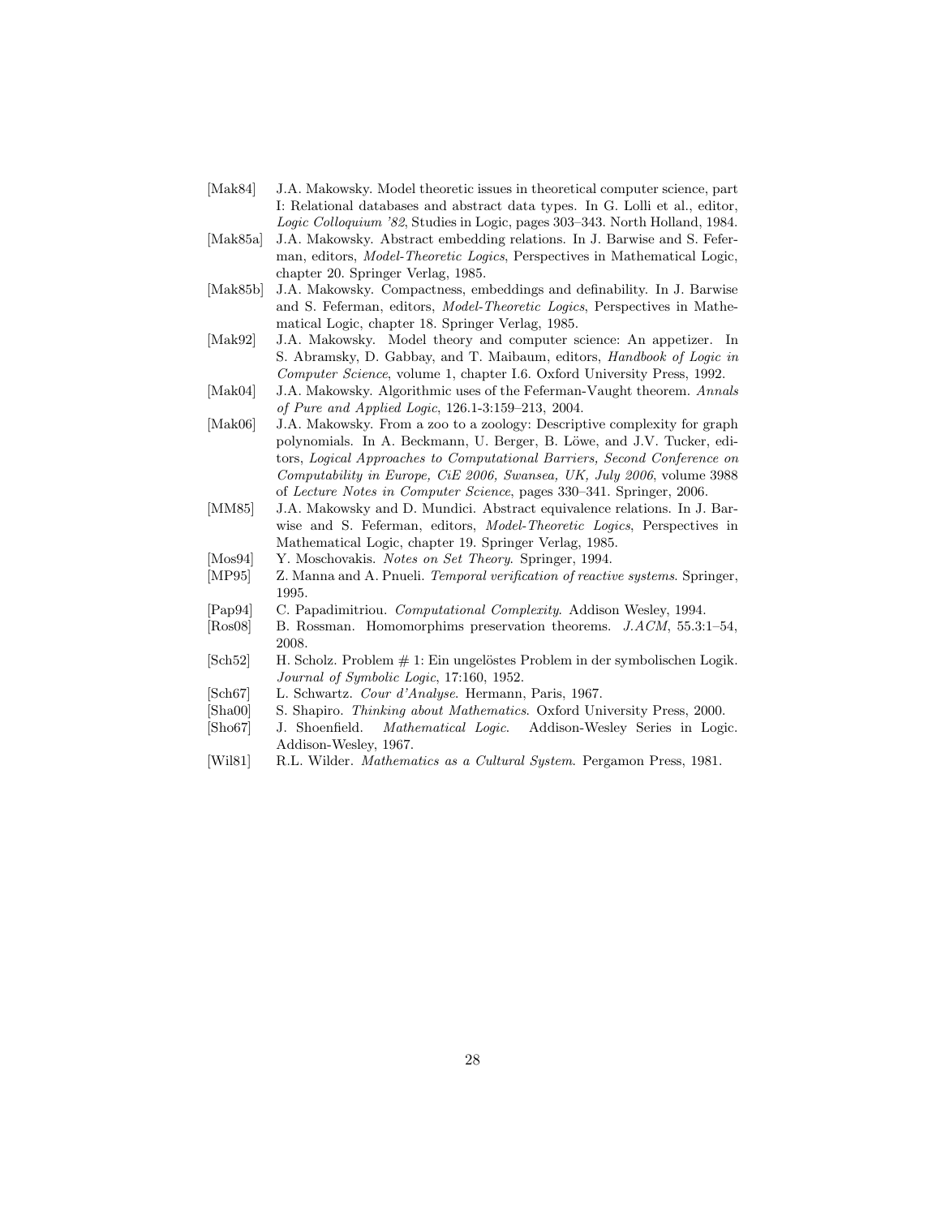[Mak84] J.A. Makowsky. Model theoretic issues in theoretical computer science, part I: Relational databases and abstract data types. In G. Lolli et al., editor, *Logic Colloquium '82*, Studies in Logic, pages 303–343. North Holland, 1984.

[Mak85a] J.A. Makowsky. Abstract embedding relations. In J. Barwise and S. Feferman, editors, *Model-Theoretic Logics*, Perspectives in Mathematical Logic, chapter 20. Springer Verlag, 1985.

[Mak85b] J.A. Makowsky. Compactness, embeddings and definability. In J. Barwise and S. Feferman, editors, *Model-Theoretic Logics*, Perspectives in Mathematical Logic, chapter 18. Springer Verlag, 1985.

[Mak92] J.A. Makowsky. Model theory and computer science: An appetizer. In S. Abramsky, D. Gabbay, and T. Maibaum, editors, *Handbook of Logic in Computer Science*, volume 1, chapter I.6. Oxford University Press, 1992.

[Mak04] J.A. Makowsky. Algorithmic uses of the Feferman-Vaught theorem. *Annals of Pure and Applied Logic*, 126.1-3:159–213, 2004.

[Mak06] J.A. Makowsky. From a zoo to a zoology: Descriptive complexity for graph polynomials. In A. Beckmann, U. Berger, B. Löwe, and J.V. Tucker, editors, *Logical Approaches to Computational Barriers, Second Conference on Computability in Europe, CiE 2006, Swansea, UK, July 2006*, volume 3988 of *Lecture Notes in Computer Science*, pages 330–341. Springer, 2006.

[MM85] J.A. Makowsky and D. Mundici. Abstract equivalence relations. In J. Barwise and S. Feferman, editors, *Model-Theoretic Logics*, Perspectives in Mathematical Logic, chapter 19. Springer Verlag, 1985.

[Mos94] Y. Moschovakis. *Notes on Set Theory*. Springer, 1994.

[MP95] Z. Manna and A. Pnueli. *Temporal verification of reactive systems*. Springer, 1995.

[Pap94] C. Papadimitriou. *Computational Complexity*. Addison Wesley, 1994.

[Ros08] B. Rossman. Homomorphims preservation theorems. *J.ACM*, 55.3:1–54, 2008.

[Sch52] H. Scholz. Problem # 1: Ein ungelöstes Problem in der symbolischen Logik. *Journal of Symbolic Logic*, 17:160, 1952.

[Sch67] L. Schwartz. *Cour d'Analyse*. Hermann, Paris, 1967.

[Sha00] S. Shapiro. *Thinking about Mathematics*. Oxford University Press, 2000.

[Sho67] J. Shoenfield. *Mathematical Logic*. Addison-Wesley Series in Logic. Addison-Wesley, 1967.

[Wil81] R.L. Wilder. *Mathematics as a Cultural System*. Pergamon Press, 1981.